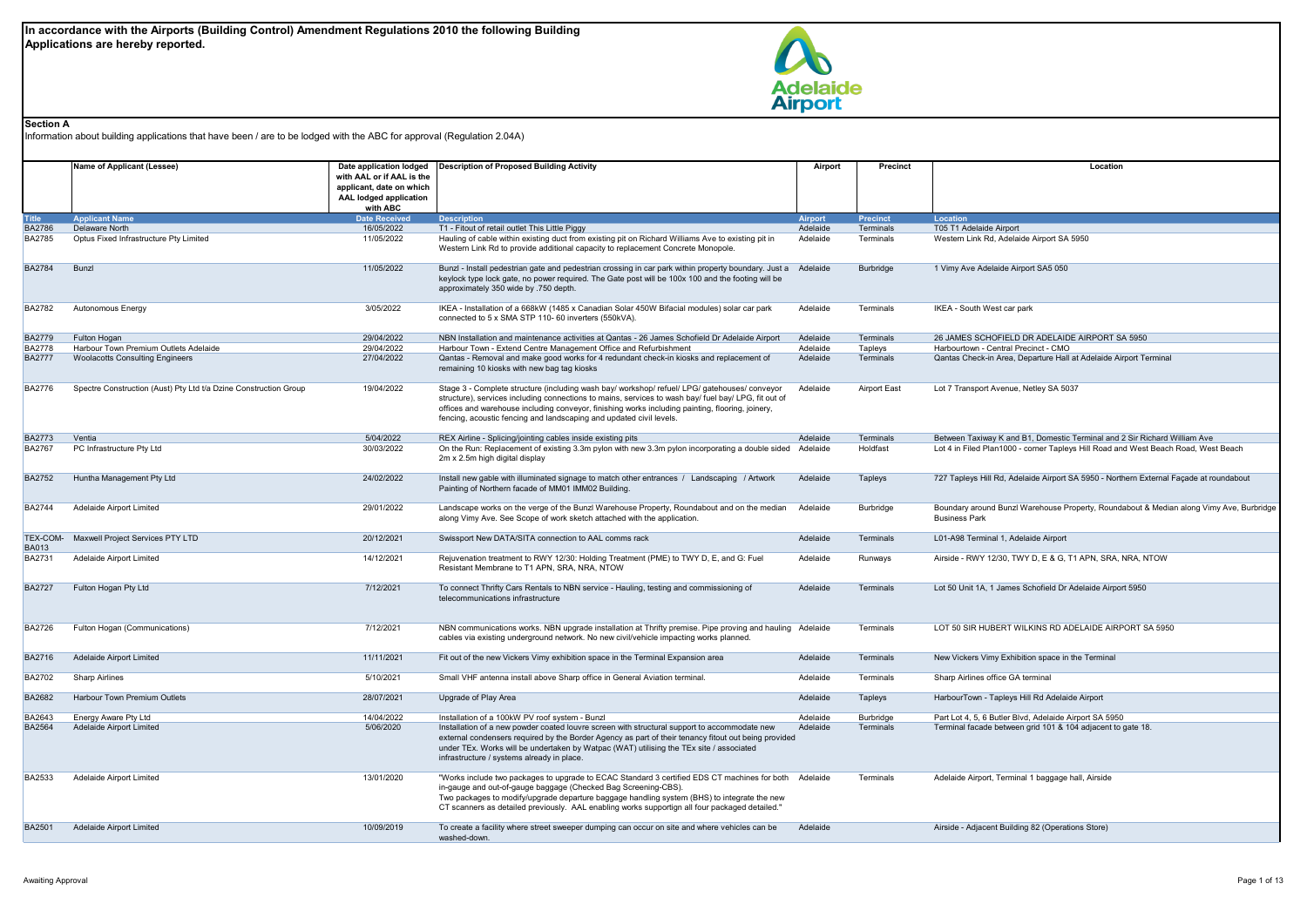**In accordance with the Airports (Building Control) Amendment Regulations 2010 the following Building Applications are hereby reported.**

Adelaide Airport

## Section A

Information about building applications that have been / are to be lodged with the ABC for approval (Regulation 2.04A)

| | Name of Applicant (Lessee) | Date application lodged with AAL or if AAL is the applicant, date on which AAL lodged application with ABC | Description of Proposed Building Activity | Airport | Precinct | Location |
|---|---|---|---|---|---|---|
| Title | Applicant Name | Date Received | Description | Airport | Precinct | Location |
| BA2786 | Delaware North | 16/05/2022 | T1 - Fitout of retail outlet This Little Piggy | Adelaide | Terminals | T05 T1 Adelaide Airport |
| BA2785 | Optus Fixed Infrastructure Pty Limited | 11/05/2022 | Hauling of cable within existing duct from existing pit on Richard Williams Ave to existing pit in Western Link Rd to provide additional capacity to replacement Concrete Monopole. | Adelaide | Terminals | Western Link Rd, Adelaide Airport SA 5950 |
| BA2784 | Bunzl | 11/05/2022 | Bunzl - Install pedestrian gate and pedestrian crossing in car park within property boundary. Just a keylock type lock gate, no power required. The Gate post will be 100x 100 and the footing will be approximately 350 wide by .750 depth. | Adelaide | Burbridge | 1 Vimy Ave Adelaide Airport SA5 050 |
| BA2782 | Autonomous Energy | 3/05/2022 | IKEA - Installation of a 668kW (1485 x Canadian Solar 450W Bifacial modules) solar car park connected to 5 x SMA STP 110- 60 inverters (550kVA). | Adelaide | Terminals | IKEA - South West car park |
| BA2779 | Fulton Hogan | 29/04/2022 | NBN Installation and maintenance activities at Qantas - 26 James Schofield Dr Adelaide Airport | Adelaide | Terminals | 26 JAMES SCHOFIELD DR ADELAIDE AIRPORT SA 5950 |
| BA2778 | Harbour Town Premium Outlets Adelaide | 29/04/2022 | Harbour Town - Extend Centre Management Office and Refurbishment | Adelaide | Tapleys | Harbourtown - Central Precinct - CMO |
| BA2777 | Woolacotts Consulting Engineers | 27/04/2022 | Qantas - Removal and make good works for 4 redundant check-in kiosks and replacement of remaining 10 kiosks with new bag tag kiosks | Adelaide | Terminals | Qantas Check-in Area, Departure Hall at Adelaide Airport Terminal |
| BA2776 | Spectre Construction (Aust) Pty Ltd t/a Dzine Construction Group | 19/04/2022 | Stage 3 - Complete structure (including wash bay/ workshop/ refuel/ LPG/ gatehouses/ conveyor structure), services including connections to mains, services to wash bay/ fuel bay/ LPG, fit out of offices and warehouse including conveyor, finishing works including painting, flooring, joinery, fencing, acoustic fencing and landscaping and updated civil levels. | Adelaide | Airport East | Lot 7 Transport Avenue, Netley SA 5037 |
| BA2773 | Ventia | 5/04/2022 | REX Airline - Splicing/jointing cables inside existing pits | Adelaide | Terminals | Between Taxiway K and B1, Domestic Terminal and 2 Sir Richard William Ave |
| BA2767 | PC Infrastructure Pty Ltd | 30/03/2022 | On the Run: Replacement of existing 3.3m pylon with new 3.3m pylon incorporating a double sided 2m x 2.5m high digital display | Adelaide | Holdfast | Lot 4 in Filed Plan1000 - corner Tapleys Hill Road and West Beach Road, West Beach |
| BA2752 | Huntha Management Pty Ltd | 24/02/2022 | Install new gable with illuminated signage to match other entrances / Landscaping / Artwork Painting of Northern facade of MM01 IMM02 Building. | Adelaide | Tapleys | 727 Tapleys Hill Rd, Adelaide Airport SA 5950 - Northern External Façade at roundabout |
| BA2744 | Adelaide Airport Limited | 29/01/2022 | Landscape works on the verge of the Bunzl Warehouse Property, Roundabout and on the median along Vimy Ave. See Scope of work sketch attached with the application. | Adelaide | Burbridge | Boundary around Bunzl Warehouse Property, Roundabout & Median along Vimy Ave, Burbridge Business Park |
| TEX-COM-BA013 | Maxwell Project Services PTY LTD | 20/12/2021 | Swissport New DATA/SITA connection to AAL comms rack | Adelaide | Terminals | L01-A98 Terminal 1, Adelaide Airport |
| BA2731 | Adelaide Airport Limited | 14/12/2021 | Rejuvenation treatment to RWY 12/30: Holding Treatment (PME) to TWY D, E, and G: Fuel Resistant Membrane to T1 APN, SRA, NRA, NTOW | Adelaide | Runways | Airside - RWY 12/30, TWY D, E & G, T1 APN, SRA, NRA, NTOW |
| BA2727 | Fulton Hogan Pty Ltd | 7/12/2021 | To connect Thrifty Cars Rentals to NBN service - Hauling, testing and commissioning of telecommunications infrastructure | Adelaide | Terminals | Lot 50 Unit 1A, 1 James Schofield Dr Adelaide Airport 5950 |
| BA2726 | Fulton Hogan (Communications) | 7/12/2021 | NBN communications works. NBN upgrade installation at Thrifty premise. Pipe proving and hauling cables via existing underground network. No new civil/vehicle impacting works planned. | Adelaide | Terminals | LOT 50 SIR HUBERT WILKINS RD ADELAIDE AIRPORT SA 5950 |
| BA2716 | Adelaide Airport Limited | 11/11/2021 | Fit out of the new Vickers Vimy exhibition space in the Terminal Expansion area | Adelaide | Terminals | New Vickers Vimy Exhibition space in the Terminal |
| BA2702 | Sharp Airlines | 5/10/2021 | Small VHF antenna install above Sharp office in General Aviation terminal. | Adelaide | Terminals | Sharp Airlines office GA terminal |
| BA2682 | Harbour Town Premium Outlets | 28/07/2021 | Upgrade of Play Area | Adelaide | Tapleys | HarbourTown - Tapleys Hill Rd Adelaide Airport |
| BA2643 | Energy Aware Pty Ltd | 14/04/2022 | Installation of a 100kW PV roof system - Bunzl | Adelaide | Burbridge | Part Lot 4, 5, 6 Butler Blvd, Adelaide Airport SA 5950 |
| BA2564 | Adelaide Airport Limited | 5/06/2020 | Installation of a new powder coated louvre screen with structural support to accommodate new external condensers required by the Border Agency as part of their tenancy fitout out being provided under TEx. Works will be undertaken by Watpac (WAT) utilising the TEx site / associated infrastructure / systems already in place. | Adelaide | Terminals | Terminal facade between grid 101 & 104 adjacent to gate 18. |
| BA2533 | Adelaide Airport Limited | 13/01/2020 | "Works include two packages to upgrade to ECAC Standard 3 certified EDS CT machines for both in-gauge and out-of-gauge baggage (Checked Bag Screening-CBS). Two packages to modify/upgrade departure baggage handling system (BHS) to integrate the new CT scanners as detailed previously. AAL enabling works supportign all four packaged detailed." | Adelaide | Terminals | Adelaide Airport, Terminal 1 baggage hall, Airside |
| BA2501 | Adelaide Airport Limited | 10/09/2019 | To create a facility where street sweeper dumping can occur on site and where vehicles can be washed-down. | Adelaide | | Airside - Adjacent Building 82 (Operations Store) |

Awaiting Approval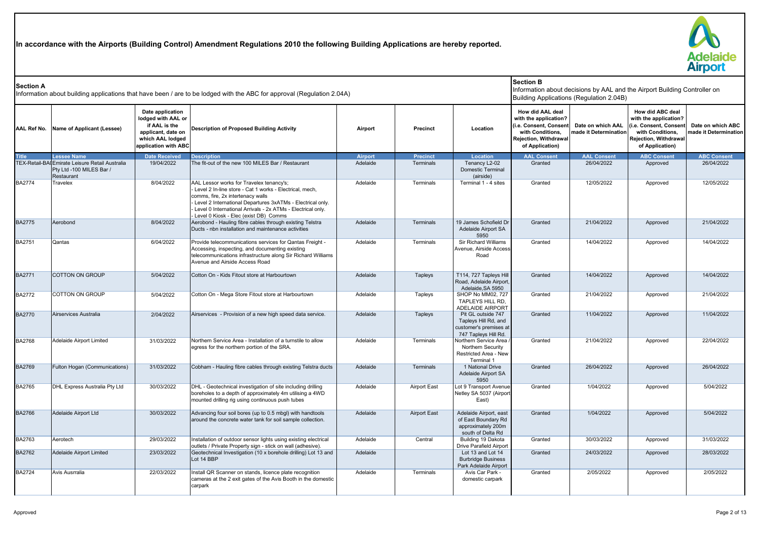In accordance with the Airports (Building Control) Amendment Regulations 2010 the following Building Applications are hereby reported.

**Section A**
Information about building applications that have been / are to be lodged with the ABC for approval (Regulation 2.04A)

**Section B**
Information about decisions by AAL and the Airport Building Controller on Building Applications (Regulation 2.04B)

| AAL Ref No. | Name of Applicant (Lessee) | Date application lodged with AAL or if AAL is the applicant, date on which AAL lodged application with ABC | Description of Proposed Building Activity | Airport | Precinct | Location | How did AAL deal with the application? (i.e. Consent, Consent with Conditions, Rejection, Withdrawal of Application) | Date on which AAL made it Determination | How did ABC deal with the application? (i.e. Consent, Consent with Conditions, Rejection, Withdrawal of Application) | Date on which ABC made it Determination |
|---|---|---|---|---|---|---|---|---|---|---|
| Title | Lessee Name | Date Received | Description | Airport | Precinct | Location | AAL Consent | AAL Consent | ABC Consent | ABC Consent |
| TEX-Retail-BA( | Emirate Leisure Retail Australia Pty Ltd -100 MILES Bar / Restaurant | 19/04/2022 | The fit-out of the new 100 MILES Bar / Restaurant | Adelaide | Terminals | Tenancy L2-02 Domestic Terminal (airside) | Granted | 26/04/2022 | Approved | 26/04/2022 |
| BA2774 | Travelex | 8/04/2022 | AAL Lessor works for Travelex tenancy's;<br>- Level 2 In-line store - Cat 1 works - Electrical, mech, comms, fire, 2x intertenacy walls<br>- Level 2 International Departures 3xATMs - Electrical only.<br>- Level 0 International Arrivals - 2x ATMs - Electrical only.<br>- Level 0 Kiosk - Elec (exist DB) Comms | Adelaide | Terminals | Terminal 1 - 4 sites | Granted | 12/05/2022 | Approved | 12/05/2022 |
| BA2775 | Aerobond | 8/04/2022 | Aerobond - Hauling fibre cables through existing Telstra Ducts - nbn installation and maintenance activities | Adelaide | Terminals | 19 James Schofield Dr Adelaide Airport SA 5950 | Granted | 21/04/2022 | Approved | 21/04/2022 |
| BA2751 | Qantas | 6/04/2022 | Provide telecommunications services for Qantas Freight - Accessing, inspecting, and documenting existing telecommunications infrastructure along Sir Richard Williams Avenue and Airside Access Road | Adelaide | Terminals | Sir Richard Williams Avenue, Airside Access Road | Granted | 14/04/2022 | Approved | 14/04/2022 |
| BA2771 | COTTON ON GROUP | 5/04/2022 | Cotton On - Kids Fitout store at Harbourtown | Adelaide | Tapleys | T114, 727 Tapleys Hill Road, Adelaide Airport, Adelaide,SA 5950 | Granted | 14/04/2022 | Approved | 14/04/2022 |
| BA2772 | COTTON ON GROUP | 5/04/2022 | Cotton On - Mega Store Fitout store at Harbourtown | Adelaide | Tapleys | SHOP No MM02, 727 TAPLEYS HILL RD, ADELAIDE AIRPORT | Granted | 21/04/2022 | Approved | 21/04/2022 |
| BA2770 | Airservices Australia | 2/04/2022 | Airservices - Provision of a new high speed data service. | Adelaide | Tapleys | Pit GL outside 747 Tapleys Hill Rd, and customer's premises at 747 Tapleys Hill Rd. | Granted | 11/04/2022 | Approved | 11/04/2022 |
| BA2768 | Adelaide Airport Limited | 31/03/2022 | Northern Service Area - Installation of a turnstile to allow egress for the northern portion of the SRA. | Adelaide | Terminals | Northern Service Area / Northern Security Restricted Area - New Terminal 1 | Granted | 21/04/2022 | Approved | 22/04/2022 |
| BA2769 | Fulton Hogan (Communications) | 31/03/2022 | Cobham - Hauling fibre cables through existing Telstra ducts | Adelaide | Terminals | 1 National Drive Adelaide Airport SA 5950 | Granted | 26/04/2022 | Approved | 26/04/2022 |
| BA2765 | DHL Express Australia Pty Ltd | 30/03/2022 | DHL - Geotechnical investigation of site including drilling boreholes to a depth of approximately 4m utilising a 4WD mounted drilling rig using continuous push tubes | Adelaide | Airport East | Lot 9 Transport Avenue Netley SA 5037 (Airport East) | Granted | 1/04/2022 | Approved | 5/04/2022 |
| BA2766 | Adelaide Airport Ltd | 30/03/2022 | Advancing four soil bores (up to 0.5 mbgl) with handtools around the concrete water tank for soil sample collection. | Adelaide | Airport East | Adelaide Airport, east of East Boundary Rd approximately 200m south of Delta Rd | Granted | 1/04/2022 | Approved | 5/04/2022 |
| BA2763 | Aerotech | 29/03/2022 | Installation of outdoor sensor lights using existing electrical outlets / Private Property sign - stick on wall (adhesive). | Adelaide | Central | Building 19 Dakota Drive Parafield Airport | Granted | 30/03/2022 | Approved | 31/03/2022 |
| BA2762 | Adelaide Airport Limited | 23/03/2022 | Geotechnical Investigation (10 x borehole drilling) Lot 13 and Lot 14 BBP | Adelaide | | Lot 13 and Lot 14 Burbridge Business Park Adelaide Airport | Granted | 24/03/2022 | Approved | 28/03/2022 |
| BA2724 | Avis Ausrralia | 22/03/2022 | Install QR Scanner on stands, licence plate recognition cameras at the 2 exit gates of the Avis Booth in the domestic carpark | Adelaide | Terminals | Avis Car Park - domestic carpark | Granted | 2/05/2022 | Approved | 2/05/2022 |

Approved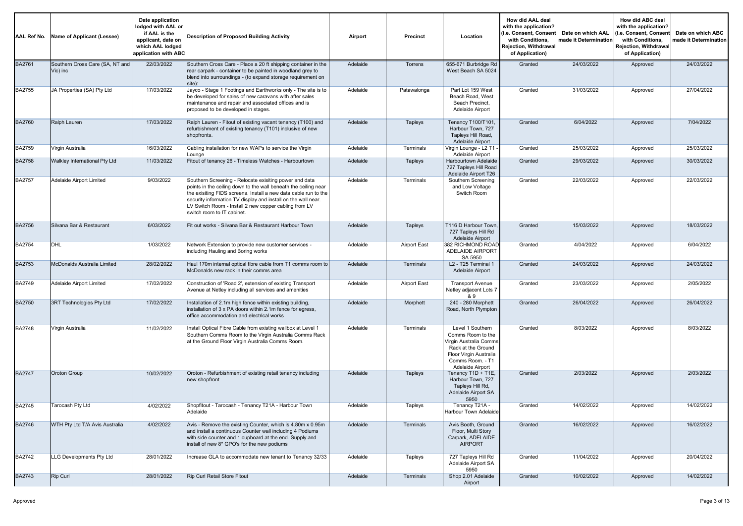| AAL Ref No. | Name of Applicant (Lessee) | Date application lodged with AAL or if AAL is the applicant, date on which AAL lodged application with ABC | Description of Proposed Building Activity | Airport | Precinct | Location | How did AAL deal with the application? (i.e. Consent, Consent with Conditions, Rejection, Withdrawal of Application) | Date on which AAL made it Determination | How did ABC deal with the application? (i.e. Consent, Consent with Conditions, Rejection, Withdrawal of Application) | Date on which ABC made it Determination |
|---|---|---|---|---|---|---|---|---|---|---|
| BA2761 | Southern Cross Care (SA, NT and Vic) inc | 22/03/2022 | Southern Cross Care - Place a 20 ft shipping container in the rear carpark - container to be painted in woodland grey to blend into surroundings - (to expand storage requirement on site): | Adelaide | Torrens | 655-671 Burbridge Rd West Beach SA 5024 | Granted | 24/03/2022 | Approved | 24/03/2022 |
| BA2755 | JA Properties (SA) Pty Ltd | 17/03/2022 | Jayco - Stage 1 Footings and Earthworks only - The site is to be developed for sales of new caravans with after sales maintenance and repair and associated offices and is proposed to be developed in stages. | Adelaide | Patawalonga | Part Lot 159 West Beach Road, West Beach Precinct, Adelaide Airport | Granted | 31/03/2022 | Approved | 27/04/2022 |
| BA2760 | Ralph Lauren | 17/03/2022 | Ralph Lauren - Fitout of existing vacant tenancy (T100) and refurbishment of existing tenancy (T101) inclusive of new shopfronts. | Adelaide | Tapleys | Tenancy T100/T101, Harbour Town, 727 Tapleys Hill Road, Adelaide Airport | Granted | 6/04/2022 | Approved | 7/04/2022 |
| BA2759 | Virgin Australia | 16/03/2022 | Cabling installation for new WAPs to service the Virgin Lounge | Adelaide | Terminals | Virgin Lounge - L2 T1 - Adelaide Airport | Granted | 25/03/2022 | Approved | 25/03/2022 |
| BA2758 | Walkley International Pty Ltd | 11/03/2022 | Fitout of tenancy 26 - Timeless Watches - Harbourtown | Adelaide | Tapleys | Harbourtown Adelaide 727 Tapleys Hill Road Adelaide Airport T26 | Granted | 29/03/2022 | Approved | 30/03/2022 |
| BA2757 | Adelaide Airport Limited | 9/03/2022 | Southern Screening - Relocate exisiting power and data points in the ceiling down to the wall beneath the ceiling near the exisiting FIDS screens. Install a new data cable run to the security information TV display and install on the wall near. LV Switch Room - Install 2 new copper cabling from LV switch room to IT cabinet. | Adelaide | Terminals | Southern Screening and Low Voltage Switch Room | Granted | 22/03/2022 | Approved | 22/03/2022 |
| BA2756 | Silvana Bar & Restaurant | 6/03/2022 | Fit out works - Silvana Bar & Restaurant Harbour Town | Adelaide | Tapleys | T116 D Harbour Town, 727 Tapleys Hill Rd Adelaide Airport | Granted | 15/03/2022 | Approved | 18/03/2022 |
| BA2754 | DHL | 1/03/2022 | Network Extension to provide new customer services - including Hauling and Boring works | Adelaide | Airport East | 382 RICHMOND ROAD ADELAIDE AIRPORT SA 5950 | Granted | 4/04/2022 | Approved | 6/04/2022 |
| BA2753 | McDonalds Australia Limited | 28/02/2022 | Haul 170m internal optical fibre cable from T1 comms room to McDonalds new rack in their comms area | Adelaide | Terminals | L2 - T25 Terminal 1 Adelaide Airport | Granted | 24/03/2022 | Approved | 24/03/2022 |
| BA2749 | Adelaide Airport Limited | 17/02/2022 | Construction of 'Road 2', extension of existing Transport Avenue at Netley including all services and amenities | Adelaide | Airport East | Transport Avenue Netley adjacent Lots 7 & 9 | Granted | 23/03/2022 | Approved | 2/05/2022 |
| BA2750 | 3RT Technologies Pty Ltd | 17/02/2022 | Installation of 2.1m high fence within existing building, installation of 3 x PA doors within 2.1m fence for egress, office accommodation and electrical works | Adelaide | Morphett | 240 - 280 Morphett Road, North Plympton | Granted | 26/04/2022 | Approved | 26/04/2022 |
| BA2748 | Virgin Australia | 11/02/2022 | Install Optical Fibre Cable from existing wallbox at Level 1 Southern Comms Room to the Virgin Australia Comms Rack at the Ground Floor Virgin Australia Comms Room. | Adelaide | Terminals | Level 1 Southern Comms Room to the Virgin Australia Comms Rack at the Ground Floor Virgin Australia Comms Room. - T1 Adelaide Airport | Granted | 8/03/2022 | Approved | 8/03/2022 |
| BA2747 | Oroton Group | 10/02/2022 | Oroton - Refurbishment of existing retail tenancy including new shopfront | Adelaide | Tapleys | Tenancy T1D + T1E, Harbour Town, 727 Tapleys Hill Rd, Adelaide Airport SA 5950 | Granted | 2/03/2022 | Approved | 2/03/2022 |
| BA2745 | Tarocash Pty Ltd | 4/02/2022 | Shopfitout - Tarocash - Tenancy T21A - Harbour Town Adelaide | Adelaide | Tapleys | Tenancy T21A - Harbour Town Adelaide | Granted | 14/02/2022 | Approved | 14/02/2022 |
| BA2746 | WTH Pty Ltd T/A Avis Australia | 4/02/2022 | Avis - Remove the existing Counter, which is 4.80m x 0.95m and install a continuous Counter wall including 4 Podiums with side counter and 1 cupboard at the end. Supply and install of new 8* GPO's for the new podiums | Adelaide | Terminals | Avis Booth, Ground Floor, Multi Story Carpark, ADELAIDE AIRPORT | Granted | 16/02/2022 | Approved | 16/02/2022 |
| BA2742 | LLG Developments Pty Ltd | 28/01/2022 | Increase GLA to accommodate new tenant to Tenancy 32/33 | Adelaide | Tapleys | 727 Tapleys Hill Rd Adelaide Airport SA 5950 | Granted | 11/04/2022 | Approved | 20/04/2022 |
| BA2743 | Rip Curl | 28/01/2022 | Rip Curl Retail Store Fitout | Adelaide | Terminals | Shop 2.01 Adelaide Airport | Granted | 10/02/2022 | Approved | 14/02/2022 |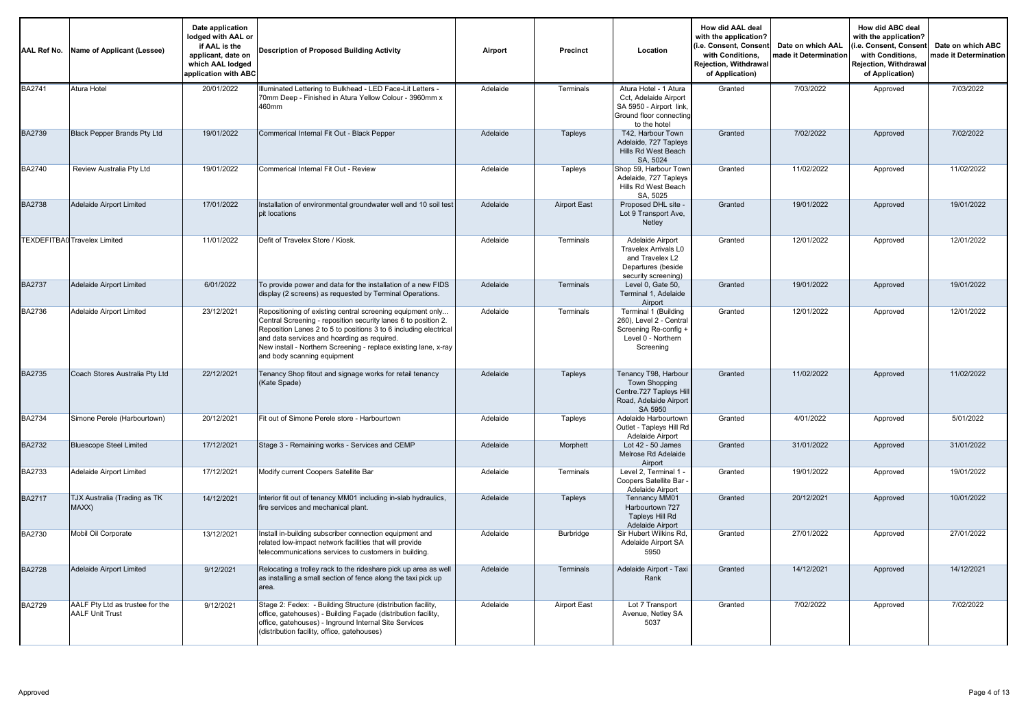| AAL Ref No. | Name of Applicant (Lessee) | Date application lodged with AAL or if AAL is the applicant, date on which AAL lodged application with ABC | Description of Proposed Building Activity | Airport | Precinct | Location | How did AAL deal with the application? (i.e. Consent, Consent with Conditions, Rejection, Withdrawal of Application) | Date on which AAL made it Determination | How did ABC deal with the application? (i.e. Consent, Consent with Conditions, Rejection, Withdrawal of Application) | Date on which ABC made it Determination |
|---|---|---|---|---|---|---|---|---|---|---|
| BA2741 | Atura Hotel | 20/01/2022 | Illuminated Lettering to Bulkhead - LED Face-Lit Letters - 70mm Deep - Finished in Atura Yellow Colour - 3960mm x 460mm | Adelaide | Terminals | Atura Hotel - 1 Atura Cct, Adelaide Airport SA 5950 - Airport link, Ground floor connecting to the hotel | Granted | 7/03/2022 | Approved | 7/03/2022 |
| BA2739 | Black Pepper Brands Pty Ltd | 19/01/2022 | Commerical Internal Fit Out - Black Pepper | Adelaide | Tapleys | T42, Harbour Town Adelaide, 727 Tapleys Hills Rd West Beach SA, 5024 | Granted | 7/02/2022 | Approved | 7/02/2022 |
| BA2740 | Review Australia Pty Ltd | 19/01/2022 | Commerical Internal Fit Out - Review | Adelaide | Tapleys | Shop 59, Harbour Town Adelaide, 727 Tapleys Hills Rd West Beach SA, 5025 | Granted | 11/02/2022 | Approved | 11/02/2022 |
| BA2738 | Adelaide Airport Limited | 17/01/2022 | Installation of environmental groundwater well and 10 soil test pit locations | Adelaide | Airport East | Proposed DHL site - Lot 9 Transport Ave, Netley | Granted | 19/01/2022 | Approved | 19/01/2022 |
| TEXDEFITBA0 | Travelex Limited | 11/01/2022 | Defit of Travelex Store / Kiosk. | Adelaide | Terminals | Adelaide Airport Travelex Arrivals L0 and Travelex L2 Departures (beside security screening) | Granted | 12/01/2022 | Approved | 12/01/2022 |
| BA2737 | Adelaide Airport Limited | 6/01/2022 | To provide power and data for the installation of a new FIDS display (2 screens) as requested by Terminal Operations. | Adelaide | Terminals | Level 0, Gate 50, Terminal 1, Adelaide Airport | Granted | 19/01/2022 | Approved | 19/01/2022 |
| BA2736 | Adelaide Airport Limited | 23/12/2021 | Repositioning of existing central screening equipment only... Central Screening - reposition security lanes 6 to position 2. Reposition Lanes 2 to 5 to positions 3 to 6 including electrical and data services and hoarding as required. New install - Northern Screening - replace existing lane, x-ray and body scanning equipment | Adelaide | Terminals | Terminal 1 (Building 260), Level 2 - Central Screening Re-config + Level 0 - Northern Screening | Granted | 12/01/2022 | Approved | 12/01/2022 |
| BA2735 | Coach Stores Australia Pty Ltd | 22/12/2021 | Tenancy Shop fitout and signage works for retail tenancy (Kate Spade) | Adelaide | Tapleys | Tenancy T98, Harbour Town Shopping Centre.727 Tapleys Hill Road, Adelaide Airport SA 5950 | Granted | 11/02/2022 | Approved | 11/02/2022 |
| BA2734 | Simone Perele (Harbourtown) | 20/12/2021 | Fit out of Simone Perele store - Harbourtown | Adelaide | Tapleys | Adelaide Harbourtown Outlet - Tapleys Hill Rd Adelaide Airport | Granted | 4/01/2022 | Approved | 5/01/2022 |
| BA2732 | Bluescope Steel Limited | 17/12/2021 | Stage 3 - Remaining works - Services and CEMP | Adelaide | Morphett | Lot 42 - 50 James Melrose Rd Adelaide Airport | Granted | 31/01/2022 | Approved | 31/01/2022 |
| BA2733 | Adelaide Airport Limited | 17/12/2021 | Modify current Coopers Satellite Bar | Adelaide | Terminals | Level 2, Terminal 1 - Coopers Satellite Bar - Adelaide Airport | Granted | 19/01/2022 | Approved | 19/01/2022 |
| BA2717 | TJX Australia (Trading as TK MAXX) | 14/12/2021 | Interior fit out of tenancy MM01 including in-slab hydraulics, fire services and mechanical plant. | Adelaide | Tapleys | Tennancy MM01 Harbourtown 727 Tapleys Hill Rd Adelaide Airport | Granted | 20/12/2021 | Approved | 10/01/2022 |
| BA2730 | Mobil Oil Corporate | 13/12/2021 | Install in-building subscriber connection equipment and related low-impact network facilities that will provide telecommunications services to customers in building. | Adelaide | Burbridge | Sir Hubert Wilkins Rd, Adelaide Airport SA 5950 | Granted | 27/01/2022 | Approved | 27/01/2022 |
| BA2728 | Adelaide Airport Limited | 9/12/2021 | Relocating a trolley rack to the rideshare pick up area as well as installing a small section of fence along the taxi pick up area. | Adelaide | Terminals | Adelaide Airport - Taxi Rank | Granted | 14/12/2021 | Approved | 14/12/2021 |
| BA2729 | AALF Pty Ltd as trustee for the AALF Unit Trust | 9/12/2021 | Stage 2: Fedex: - Building Structure (distribution facility, office, gatehouses) - Building Façade (distribution facility, office, gatehouses) - Inground Internal Site Services (distribution facility, office, gatehouses) | Adelaide | Airport East | Lot 7 Transport Avenue, Netley SA 5037 | Granted | 7/02/2022 | Approved | 7/02/2022 |

Approved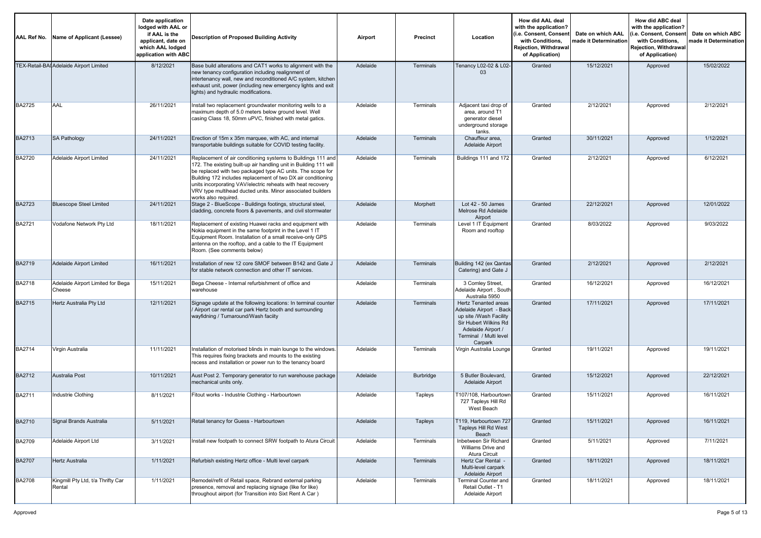| AAL Ref No. | Name of Applicant (Lessee) | Date application lodged with AAL or if AAL is the applicant, date on which AAL lodged application with ABC | Description of Proposed Building Activity | Airport | Precinct | Location | How did AAL deal with the application? (i.e. Consent, Consent with Conditions, Rejection, Withdrawal of Application) | Date on which AAL made it Determination | How did ABC deal with the application? (i.e. Consent, Consent with Conditions, Rejection, Withdrawal of Application) | Date on which ABC made it Determination |
|---|---|---|---|---|---|---|---|---|---|---|
| TEX-Retail-BA( | Adelaide Airport Limited | 8/12/2021 | Base build alterations and CAT1 works to alignment with the new tenancy configuration including realignment of intertenancy wall, new and reconditioned A/C system, kitchen exhaust unit, power (including new emergency lights and exit lights) and hydraulic modifications. | Adelaide | Terminals | Tenancy L02-02 & L02-03 | Granted | 15/12/2021 | Approved | 15/02/2022 |
| BA2725 | AAL | 26/11/2021 | Install two replacement groundwater monitoring wells to a maximum depth of 5.0 meters below ground level. Well casing Class 18, 50mm uPVC, finished with metal gatics. | Adelaide | Terminals | Adjacent taxi drop of area, around T1 generator diesel underground storage tanks. | Granted | 2/12/2021 | Approved | 2/12/2021 |
| BA2713 | SA Pathology | 24/11/2021 | Erection of 15m x 35m marquee, with AC, and internal transportable buildings suitable for COVID testing facility. | Adelaide | Terminals | Chauffeur area, Adelaide Airport | Granted | 30/11/2021 | Approved | 1/12/2021 |
| BA2720 | Adelaide Airport Limited | 24/11/2021 | Replacement of air conditioning systems to Buildings 111 and 172. The existing built-up air handling unit in Building 111 will be replaced with two packaged type AC units. The scope for Building 172 includes replacement of two DX air conditioning units incorporating VAV/electric reheats with heat recovery VRV type multihead ducted units. Minor associated builders works also required. | Adelaide | Terminals | Buildings 111 and 172 | Granted | 2/12/2021 | Approved | 6/12/2021 |
| BA2723 | Bluescope Steel Limited | 24/11/2021 | Stage 2 - BlueScope - Buildings footings, structural steel, cladding, concrete floors & pavements, and civil stormwater | Adelaide | Morphett | Lot 42 - 50 James Melrose Rd Adelaide Airport | Granted | 22/12/2021 | Approved | 12/01/2022 |
| BA2721 | Vodafone Network Pty Ltd | 18/11/2021 | Replacement of existing Huawei racks and equipment with Nokia equipment in the same footprint in the Level 1 IT Equipment Room. Installation of a small receive-only GPS antenna on the rooftop, and a cable to the IT Equipment Room. (See comments below) | Adelaide | Terminals | Level 1 IT Equipment Room and rooftop | Granted | 8/03/2022 | Approved | 9/03/2022 |
| BA2719 | Adelaide Airport Limited | 16/11/2021 | Installation of new 12 core SMOF between B142 and Gate J for stable network connection and other IT services. | Adelaide | Terminals | Building 142 (ex Qantas Catering) and Gate J | Granted | 2/12/2021 | Approved | 2/12/2021 |
| BA2718 | Adelaide Airport Limited for Bega Cheese | 15/11/2021 | Bega Cheese - Internal refurbishment of office and warehouse | Adelaide | Terminals | 3 Comley Street, Adelaide Airport , South Australia 5950 | Granted | 16/12/2021 | Approved | 16/12/2021 |
| BA2715 | Hertz Australia Pty Ltd | 12/11/2021 | Signage update at the following locations: In terminal counter / Airport car rental car park Hertz booth and surrounding wayfidning / Turnaround/Wash faciity | Adelaide | Terminals | Hertz Tenanted areas Adelaide Airport - Back up site /Wash Facility Sir Hubert Wilkins Rd Adelaide Airport / Terminal / Multi level Carpark | Granted | 17/11/2021 | Approved | 17/11/2021 |
| BA2714 | Virgin Australia | 11/11/2021 | Installation of motorised blinds in main lounge to the windows. This requires fixing brackets and mounts to the existing recess and installation or power run to the tenancy board | Adelaide | Terminals | Virgin Australia Lounge | Granted | 19/11/2021 | Approved | 19/11/2021 |
| BA2712 | Australia Post | 10/11/2021 | Aust Post 2. Temporary generator to run warehouse package mechanical units only. | Adelaide | Burbridge | 5 Butler Boulevard, Adelaide Airport | Granted | 15/12/2021 | Approved | 22/12/2021 |
| BA2711 | Industrie Clothing | 8/11/2021 | Fitout works - Industrie Clothing - Harbourtown | Adelaide | Tapleys | T107/108, Harbourtown 727 Tapleys Hill Rd West Beach | Granted | 15/11/2021 | Approved | 16/11/2021 |
| BA2710 | Signal Brands Australia | 5/11/2021 | Retail tenancy for Guess - Harbourtown | Adelaide | Tapleys | T119, Harbourtown 727 Tapleys Hill Rd West Beach | Granted | 15/11/2021 | Approved | 16/11/2021 |
| BA2709 | Adelaide Airport Ltd | 3/11/2021 | Install new footpath to connect SRW footpath to Atura Circuit | Adelaide | Terminals | Inbetween Sir Richard Williams Drive and Atura Circuit | Granted | 5/11/2021 | Approved | 7/11/2021 |
| BA2707 | Hertz Australia | 1/11/2021 | Refurbish existing Hertz office - Multi level carpark | Adelaide | Terminals | Hertz Car Rental - Multi-level carpark Adelaide Airport | Granted | 18/11/2021 | Approved | 18/11/2021 |
| BA2708 | Kingmill Pty Ltd, t/a Thrifty Car Rental | 1/11/2021 | Remodel/refit of Retail space, Rebrand external parking presence, removal and replacing signage (like for like) throughout airport (for Transition into Sixt Rent A Car ) | Adelaide | Terminals | Terminal Counter and Retail Outlet - T1 Adelaide Airport | Granted | 18/11/2021 | Approved | 18/11/2021 |

Approved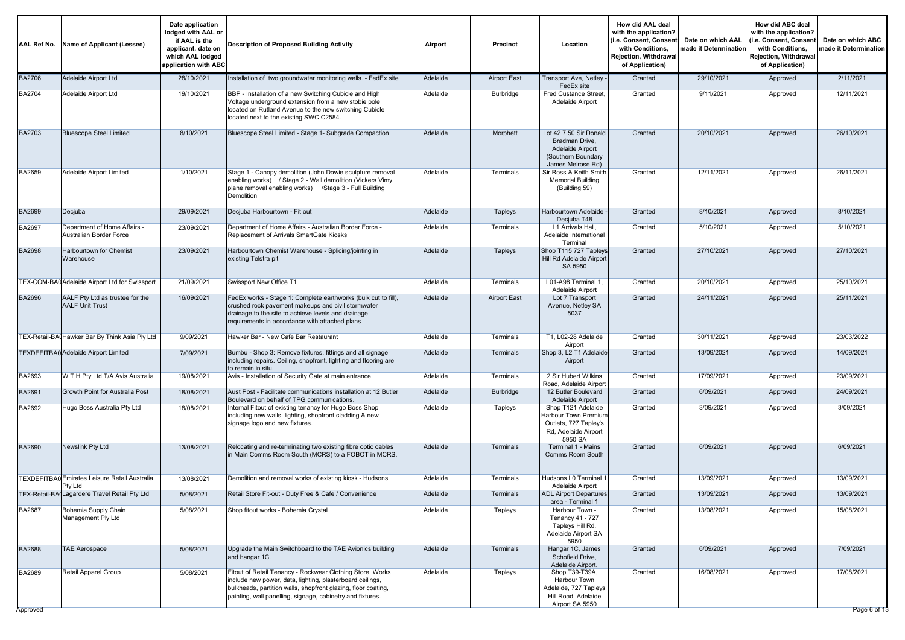| AAL Ref No. | Name of Applicant (Lessee) | Date application lodged with AAL or if AAL is the applicant, date on which AAL lodged application with ABC | Description of Proposed Building Activity | Airport | Precinct | Location | How did AAL deal with the application? (i.e. Consent, Consent with Conditions, Rejection, Withdrawal of Application) | Date on which AAL made it Determination | How did ABC deal with the application? (i.e. Consent, Consent with Conditions, Rejection, Withdrawal of Application) | Date on which ABC made it Determination |
|---|---|---|---|---|---|---|---|---|---|---|
| BA2706 | Adelaide Airport Ltd | 28/10/2021 | Installation of two groundwater monitoring wells. - FedEx site | Adelaide | Airport East | Transport Ave, Netley - FedEx site | Granted | 29/10/2021 | Approved | 2/11/2021 |
| BA2704 | Adelaide Airport Ltd | 19/10/2021 | BBP - Installation of a new Switching Cubicle and High Voltage underground extension from a new stobie pole located on Rutland Avenue to the new switching Cubicle located next to the existing SWC C2584. | Adelaide | Burbridge | Fred Custance Street, Adelaide Airport | Granted | 9/11/2021 | Approved | 12/11/2021 |
| BA2703 | Bluescope Steel Limited | 8/10/2021 | Bluescope Steel Limited - Stage 1- Subgrade Compaction | Adelaide | Morphett | Lot 42 7 50 Sir Donald Bradman Drive, Adelaide Airport (Southern Boundary James Melrose Rd) | Granted | 20/10/2021 | Approved | 26/10/2021 |
| BA2659 | Adelaide Airport Limited | 1/10/2021 | Stage 1 - Canopy demolition (John Dowie sculpture removal enabling works) / Stage 2 - Wall demolition (Vickers Vimy plane removal enabling works) /Stage 3 - Full Building Demolition | Adelaide | Terminals | Sir Ross & Keith Smith Memorial Building (Building 59) | Granted | 12/11/2021 | Approved | 26/11/2021 |
| BA2699 | Decjuba | 29/09/2021 | Decjuba Harbourtown - Fit out | Adelaide | Tapleys | Harbourtown Adelaide - Decjuba T48 | Granted | 8/10/2021 | Approved | 8/10/2021 |
| BA2697 | Department of Home Affairs - Australian Border Force | 23/09/2021 | Department of Home Affairs - Australian Border Force - Replacement of Arrivals SmartGate Kiosks | Adelaide | Terminals | L1 Arrivals Hall, Adelaide International Terminal | Granted | 5/10/2021 | Approved | 5/10/2021 |
| BA2698 | Harbourtown for Chemist Warehouse | 23/09/2021 | Harbourtown Chemist Warehouse - Splicing/jointing in existing Telstra pit | Adelaide | Tapleys | Shop T115 727 Tapleys Hill Rd Adelaide Airport SA 5950 | Granted | 27/10/2021 | Approved | 27/10/2021 |
| TEX-COM-BA0 | Adelaide Airport Ltd for Swissport | 21/09/2021 | Swissport New Office T1 | Adelaide | Terminals | L01-A98 Terminal 1, Adelaide Airport | Granted | 20/10/2021 | Approved | 25/10/2021 |
| BA2696 | AALF Pty Ltd as trustee for the AALF Unit Trust | 16/09/2021 | FedEx works - Stage 1: Complete earthworks (bulk cut to fill), crushed rock pavement makeups and civil stormwater drainage to the site to achieve levels and drainage requirements in accordance with attached plans | Adelaide | Airport East | Lot 7 Transport Avenue, Netley SA 5037 | Granted | 24/11/2021 | Approved | 25/11/2021 |
| TEX-Retail-BA0 | Hawker Bar By Think Asia Ply Ltd | 9/09/2021 | Hawker Bar - New Cafe Bar Restaurant | Adelaide | Terminals | T1, L02-28 Adelaide Airport | Granted | 30/11/2021 | Approved | 23/03/2022 |
| TEXDEFITBA0 | Adelaide Airport Limited | 7/09/2021 | Bumbu - Shop 3: Remove fixtures, fittings and all signage including repairs. Ceiling, shopfront, lighting and flooring are to remain in situ. | Adelaide | Terminals | Shop 3, L2 T1 Adelaide Airport | Granted | 13/09/2021 | Approved | 14/09/2021 |
| BA2693 | W T H Pty Ltd T/A Avis Australia | 19/08/2021 | Avis - Installation of Security Gate at main entrance | Adelaide | Terminals | 2 Sir Hubert Wilkins Road, Adelaide Airport | Granted | 17/09/2021 | Approved | 23/09/2021 |
| BA2691 | Growth Point for Australia Post | 18/08/2021 | Aust Post - Facilitate communications installation at 12 Butler Boulevard on behalf of TPG communications. | Adelaide | Burbridge | 12 Butler Boulevard Adelaide Airport | Granted | 6/09/2021 | Approved | 24/09/2021 |
| BA2692 | Hugo Boss Australia Pty Ltd | 18/08/2021 | Internal Fitout of existing tenancy for Hugo Boss Shop including new walls, lighting, shopfront cladding & new signage logo and new fixtures. | Adelaide | Tapleys | Shop T121 Adelaide Harbour Town Premium Outlets, 727 Tapley's Rd, Adelaide Airport 5950 SA | Granted | 3/09/2021 | Approved | 3/09/2021 |
| BA2690 | Newslink Pty Ltd | 13/08/2021 | Relocating and re-terminating two existing fibre optic cables in Main Comms Room South (MCRS) to a FOBOT in MCRS. | Adelaide | Terminals | Terminal 1 - Mains Comms Room South | Granted | 6/09/2021 | Approved | 6/09/2021 |
| TEXDEFITBA0 | Emirates Leisure Retail Australia Pty Ltd | 13/08/2021 | Demolition and removal works of existing kiosk - Hudsons | Adelaide | Terminals | Hudsons L0 Terminal 1 Adelaide Airport | Granted | 13/09/2021 | Approved | 13/09/2021 |
| TEX-Retail-BA0 | Lagardere Travel Retail Pty Ltd | 5/08/2021 | Retail Store Fit-out - Duty Free & Cafe / Convenience | Adelaide | Terminals | ADL Airport Departures area - Terminal 1 | Granted | 13/09/2021 | Approved | 13/09/2021 |
| BA2687 | Bohemia Supply Chain Management Ply Ltd | 5/08/2021 | Shop fitout works - Bohemia Crystal | Adelaide | Tapleys | Harbour Town - Tenancy 41 - 727 Tapleys Hill Rd, Adelaide Airport SA 5950 | Granted | 13/08/2021 | Approved | 15/08/2021 |
| BA2688 | TAE Aerospace | 5/08/2021 | Upgrade the Main Switchboard to the TAE Avionics building and hangar 1C. | Adelaide | Terminals | Hangar 1C, James Schofield Drive, Adelaide Airport. | Granted | 6/09/2021 | Approved | 7/09/2021 |
| BA2689 | Retail Apparel Group | 5/08/2021 | Fitout of Retail Tenancy - Rockwear Clothing Store. Works include new power, data, lighting, plasterboard ceilings, bulkheads, partition walls, shopfront glazing, floor coating, painting, wall panelling, signage, cabinetry and fixtures. | Adelaide | Tapleys | Shop T39-T39A, Harbour Town Adelaide, 727 Tapleys Hill Road, Adelaide Airport SA 5950 | Granted | 16/08/2021 | Approved | 17/08/2021 |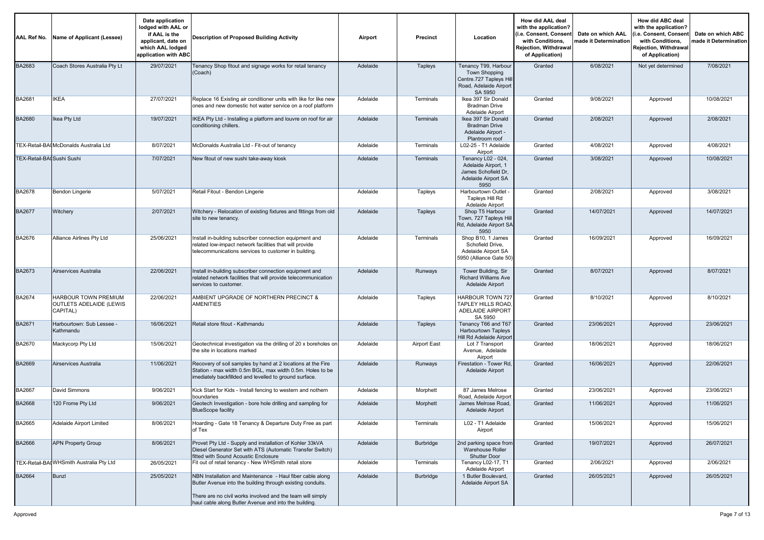| AAL Ref No. | Name of Applicant (Lessee) | Date application lodged with AAL or if AAL is the applicant, date on which AAL lodged application with ABC | Description of Proposed Building Activity | Airport | Precinct | Location | How did AAL deal with the application? (i.e. Consent, Consent with Conditions, Rejection, Withdrawal of Application) | Date on which AAL made it Determination | How did ABC deal with the application? (i.e. Consent, Consent with Conditions, Rejection, Withdrawal of Application) | Date on which ABC made it Determination |
|---|---|---|---|---|---|---|---|---|---|---|
| BA2683 | Coach Stores Australia Pty Lt | 29/07/2021 | Tenancy Shop fitout and signage works for retail tenancy (Coach) | Adelaide | Tapleys | Tenancy T99, Harbour Town Shopping Centre.727 Tapleys Hill Road, Adelaide Airport SA 5950 | Granted | 6/08/2021 | Not yet determined | 7/08/2021 |
| BA2681 | IKEA | 27/07/2021 | Replace 16 Existing air conditioner units with like for like new ones and new domestic hot water service on a roof platform | Adelaide | Terminals | Ikea 397 Sir Donald Bradman Drive Adelaide Airport | Granted | 9/08/2021 | Approved | 10/08/2021 |
| BA2680 | Ikea Pty Ltd | 19/07/2021 | IKEA Pty Ltd - Installing a platform and louvre on roof for air conditioning chillers. | Adelaide | Terminals | Ikea 397 Sir Donald Bradman Drive Adelaide Airport - Plantroom roof | Granted | 2/08/2021 | Approved | 2/08/2021 |
| TEX-Retail-BA( | McDonalds Australia Ltd | 8/07/2021 | McDonalds Australia Ltd - Fit-out of tenancy | Adelaide | Terminals | L02-25 - T1 Adelaide Airport | Granted | 4/08/2021 | Approved | 4/08/2021 |
| TEX-Retail-BA( | Sushi Sushi | 7/07/2021 | New fitout of new sushi take-away kiosk | Adelaide | Terminals | Tenancy L02 - 024, Adelaide Airport, 1 James Schofield Dr, Adelaide Airport SA 5950 | Granted | 3/08/2021 | Approved | 10/08/2021 |
| BA2678 | Bendon Lingerie | 5/07/2021 | Retail Fitout - Bendon Lingerie | Adelaide | Tapleys | Harbourtown Outlet - Tapleys Hill Rd Adelaide Airport | Granted | 2/08/2021 | Approved | 3/08/2021 |
| BA2677 | Witchery | 2/07/2021 | Witchery - Relocation of existing fixtures and fittings from old site to new tenancy. | Adelaide | Tapleys | Shop T5 Harbour Town, 727 Tapleys Hill Rd, Adelaide Airport SA 5950 | Granted | 14/07/2021 | Approved | 14/07/2021 |
| BA2676 | Alliance Airlines Pty Ltd | 25/06/2021 | Install in-building subscriber connection equipment and related low-impact network facilities that will provide telecommunications services to customer in building. | Adelaide | Terminals | Shop B10, 1 James Schofield Drive, Adelaide Airport SA 5950 (Alliance Gate 50) | Granted | 16/09/2021 | Approved | 16/09/2021 |
| BA2673 | Airservices Australia | 22/06/2021 | Install in-building subscriber connection equipment and related network facilities that will provide telecommunication services to customer. | Adelaide | Runways | Tower Building, Sir Richard Williams Ave Adelaide Airport | Granted | 8/07/2021 | Approved | 8/07/2021 |
| BA2674 | HARBOUR TOWN PREMIUM OUTLETS ADELAIDE (LEWIS CAPITAL) | 22/06/2021 | AMBIENT UPGRADE OF NORTHERN PRECINCT & AMENITIES | Adelaide | Tapleys | HARBOUR TOWN 727 TAPLEY HILLS ROAD, ADELAIDE AIRPORT SA 5950 | Granted | 8/10/2021 | Approved | 8/10/2021 |
| BA2671 | Harbourtown: Sub Lessee - Kathmandu | 16/06/2021 | Retail store fitout - Kathmandu | Adelaide | Tapleys | Tenancy T66 and T67 Harbourtown Tapleys Hill Rd Adelaide Airport | Granted | 23/06/2021 | Approved | 23/06/2021 |
| BA2670 | Mackycorp Pty Ltd | 15/06/2021 | Geotechnical investigation via the drilling of 20 x boreholes on the site in locations marked | Adelaide | Airport East | Lot 7 Transport Avenue, Adelaide Airport | Granted | 18/06/2021 | Approved | 18/06/2021 |
| BA2669 | Airservices Australia | 11/06/2021 | Recovery of soil samples by hand at 2 locations at the Fire Station - max width 0.5m BGL, max width 0.5m. Holes to be imediately backfillded and levelled to ground surface. | Adelaide | Runways | Firestation - Tower Rd, Adelaide Airport | Granted | 16/06/2021 | Approved | 22/06/2021 |
| BA2667 | David Simmons | 9/06/2021 | Kick Start for Kids - Install fencing to western and nothern boundaries | Adelaide | Morphett | 87 James Melrose Road, Adelaide Airport | Granted | 23/06/2021 | Approved | 23/06/2021 |
| BA2668 | 120 Frome Pty Ltd | 9/06/2021 | Geotech Investigation - bore hole drilling and sampling for BlueScope facility | Adelaide | Morphett | James Melrose Road, Adelaide Airport | Granted | 11/06/2021 | Approved | 11/06/2021 |
| BA2665 | Adelaide Airport Limited | 8/06/2021 | Hoarding - Gate 18 Tenancy & Departure Duty Free as part of Tex | Adelaide | Terminals | L02 - T1 Adelaide Airport | Granted | 15/06/2021 | Approved | 15/06/2021 |
| BA2666 | APN Property Group | 8/06/2021 | Provet Pty Ltd - Supply and installation of Kohler 33kVA Diesel Generator Set with ATS (Automatic Transfer Switch) fitted with Sound Acoustic Enclosure | Adelaide | Burbridge | 2nd parking space from Warehouse Roller Shutter Door | Granted | 19/07/2021 | Approved | 26/07/2021 |
| TEX-Retail-BA( | WHSmith Australia Pty Ltd | 26/05/2021 | Fit out of retail tenancy - New WHSmith retail store | Adelaide | Terminals | Tenancy L02-17, T1 Adelaide Airport | Granted | 2/06/2021 | Approved | 2/06/2021 |
| BA2664 | Bunzl | 25/05/2021 | NBN Installation and Maintenance - Haul fiber cable along Butler Avenue into the building through existing conduits. There are no civil works involved and the team will simply haul cable along Butler Avenue and into the building. | Adelaide | Burbridge | 1 Butler Boulevard, Adelaide Airport SA | Granted | 26/05/2021 | Approved | 26/05/2021 |

Approved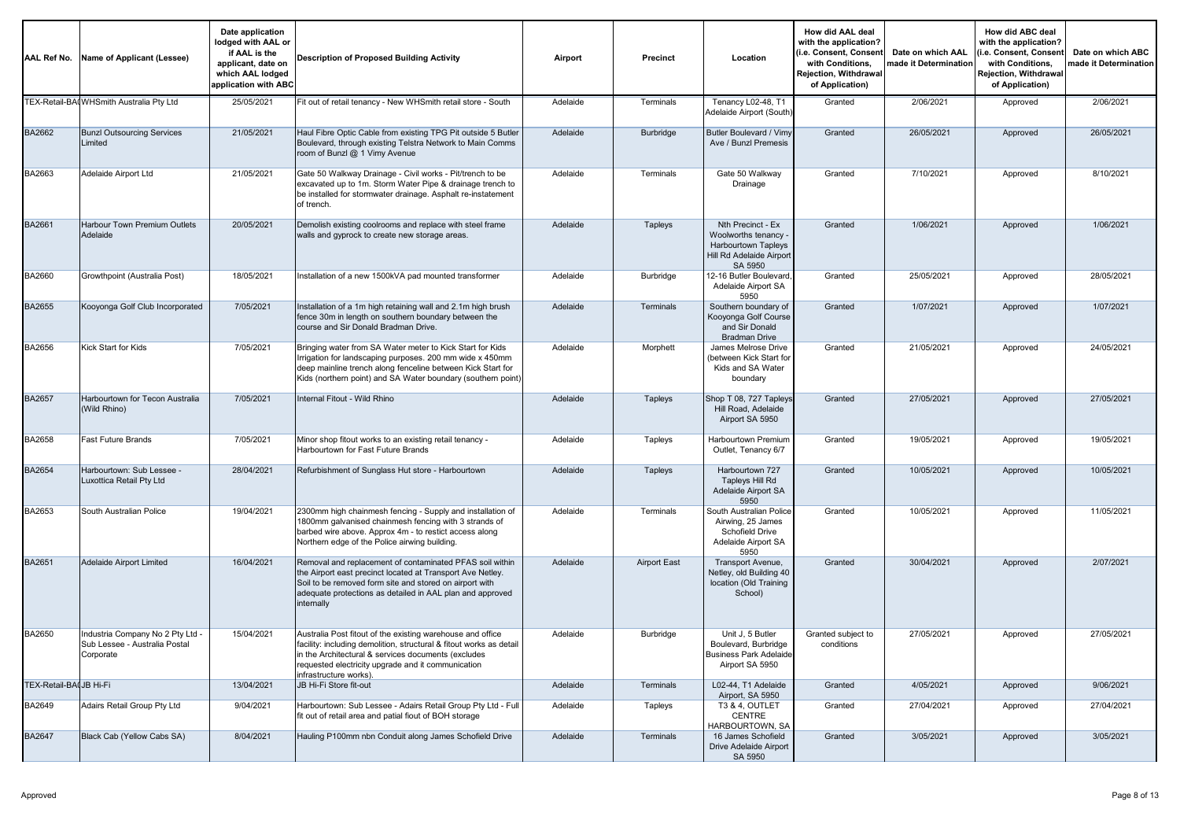| AAL Ref No. | Name of Applicant (Lessee) | Date application lodged with AAL or if AAL is the applicant, date on which AAL lodged application with ABC | Description of Proposed Building Activity | Airport | Precinct | Location | How did AAL deal with the application? (i.e. Consent, Consent with Conditions, Rejection, Withdrawal of Application) | Date on which AAL made it Determination | How did ABC deal with the application? (i.e. Consent, Consent with Conditions, Rejection, Withdrawal of Application) | Date on which ABC made it Determination |
|---|---|---|---|---|---|---|---|---|---|---|
| TEX-Retail-BA( | WHSmith Australia Pty Ltd | 25/05/2021 | Fit out of retail tenancy - New WHSmith retail store - South | Adelaide | Terminals | Tenancy L02-48, T1 Adelaide Airport (South) | Granted | 2/06/2021 | Approved | 2/06/2021 |
| BA2662 | Bunzl Outsourcing Services Limited | 21/05/2021 | Haul Fibre Optic Cable from existing TPG Pit outside 5 Butler Boulevard, through existing Telstra Network to Main Comms room of Bunzl @ 1 Vimy Avenue | Adelaide | Burbridge | Butler Boulevard / Vimy Ave / Bunzl Premesis | Granted | 26/05/2021 | Approved | 26/05/2021 |
| BA2663 | Adelaide Airport Ltd | 21/05/2021 | Gate 50 Walkway Drainage - Civil works - Pit/trench to be excavated up to 1m. Storm Water Pipe & drainage trench to be installed for stormwater drainage. Asphalt re-instatement of trench. | Adelaide | Terminals | Gate 50 Walkway Drainage | Granted | 7/10/2021 | Approved | 8/10/2021 |
| BA2661 | Harbour Town Premium Outlets Adelaide | 20/05/2021 | Demolish existing coolrooms and replace with steel frame walls and gyprock to create new storage areas. | Adelaide | Tapleys | Nth Precinct - Ex Woolworths tenancy - Harbourtown Tapleys Hill Rd Adelaide Airport SA 5950 | Granted | 1/06/2021 | Approved | 1/06/2021 |
| BA2660 | Growthpoint (Australia Post) | 18/05/2021 | Installation of a new 1500kVA pad mounted transformer | Adelaide | Burbridge | 12-16 Butler Boulevard, Adelaide Airport SA 5950 | Granted | 25/05/2021 | Approved | 28/05/2021 |
| BA2655 | Kooyonga Golf Club Incorporated | 7/05/2021 | Installation of a 1m high retaining wall and 2.1m high brush fence 30m in length on southern boundary between the course and Sir Donald Bradman Drive. | Adelaide | Terminals | Southern boundary of Kooyonga Golf Course and Sir Donald Bradman Drive | Granted | 1/07/2021 | Approved | 1/07/2021 |
| BA2656 | Kick Start for Kids | 7/05/2021 | Bringing water from SA Water meter to Kick Start for Kids Irrigation for landscaping purposes. 200 mm wide x 450mm deep mainline trench along fenceline between Kick Start for Kids (northern point) and SA Water boundary (southern point) | Adelaide | Morphett | James Melrose Drive (between Kick Start for Kids and SA Water boundary | Granted | 21/05/2021 | Approved | 24/05/2021 |
| BA2657 | Harbourtown for Tecon Australia (Wild Rhino) | 7/05/2021 | Internal Fitout - Wild Rhino | Adelaide | Tapleys | Shop T 08, 727 Tapleys Hill Road, Adelaide Airport SA 5950 | Granted | 27/05/2021 | Approved | 27/05/2021 |
| BA2658 | Fast Future Brands | 7/05/2021 | Minor shop fitout works to an existing retail tenancy - Harbourtown for Fast Future Brands | Adelaide | Tapleys | Harbourtown Premium Outlet, Tenancy 6/7 | Granted | 19/05/2021 | Approved | 19/05/2021 |
| BA2654 | Harbourtown: Sub Lessee - Luxottica Retail Pty Ltd | 28/04/2021 | Refurbishment of Sunglass Hut store - Harbourtown | Adelaide | Tapleys | Harbourtown 727 Tapleys Hill Rd Adelaide Airport SA 5950 | Granted | 10/05/2021 | Approved | 10/05/2021 |
| BA2653 | South Australian Police | 19/04/2021 | 2300mm high chainmesh fencing - Supply and installation of 1800mm galvanised chainmesh fencing with 3 strands of barbed wire above. Approx 4m - to restict access along Northern edge of the Police airwing building. | Adelaide | Terminals | South Australian Police Airwing, 25 James Schofield Drive Adelaide Airport SA 5950 | Granted | 10/05/2021 | Approved | 11/05/2021 |
| BA2651 | Adelaide Airport Limited | 16/04/2021 | Removal and replacement of contaminated PFAS soil within the Airport east precinct located at Transport Ave Netley. Soil to be removed form site and stored on airport with adequate protections as detailed in AAL plan and approved internally | Adelaide | Airport East | Transport Avenue, Netley, old Building 40 location (Old Training School) | Granted | 30/04/2021 | Approved | 2/07/2021 |
| BA2650 | Industria Company No 2 Pty Ltd - Sub Lessee - Australia Postal Corporate | 15/04/2021 | Australia Post fitout of the existing warehouse and office facility: including demolition, structural & fitout works as detail in the Architectural & services documents (excludes requested electricity upgrade and it communication infrastructure works). | Adelaide | Burbridge | Unit J, 5 Butler Boulevard, Burbridge Business Park Adelaide Airport SA 5950 | Granted subject to conditions | 27/05/2021 | Approved | 27/05/2021 |
| TEX-Retail-BA( | JB Hi-Fi | 13/04/2021 | JB Hi-Fi Store fit-out | Adelaide | Terminals | L02-44, T1 Adelaide Airport, SA 5950 | Granted | 4/05/2021 | Approved | 9/06/2021 |
| BA2649 | Adairs Retail Group Pty Ltd | 9/04/2021 | Harbourtown: Sub Lessee - Adairs Retail Group Pty Ltd - Full fit out of retail area and patial fiout of BOH storage | Adelaide | Tapleys | T3 & 4, OUTLET CENTRE HARBOURTOWN, SA | Granted | 27/04/2021 | Approved | 27/04/2021 |
| BA2647 | Black Cab (Yellow Cabs SA) | 8/04/2021 | Hauling P100mm nbn Conduit along James Schofield Drive | Adelaide | Terminals | 16 James Schofield Drive Adelaide Airport SA 5950 | Granted | 3/05/2021 | Approved | 3/05/2021 |

Approved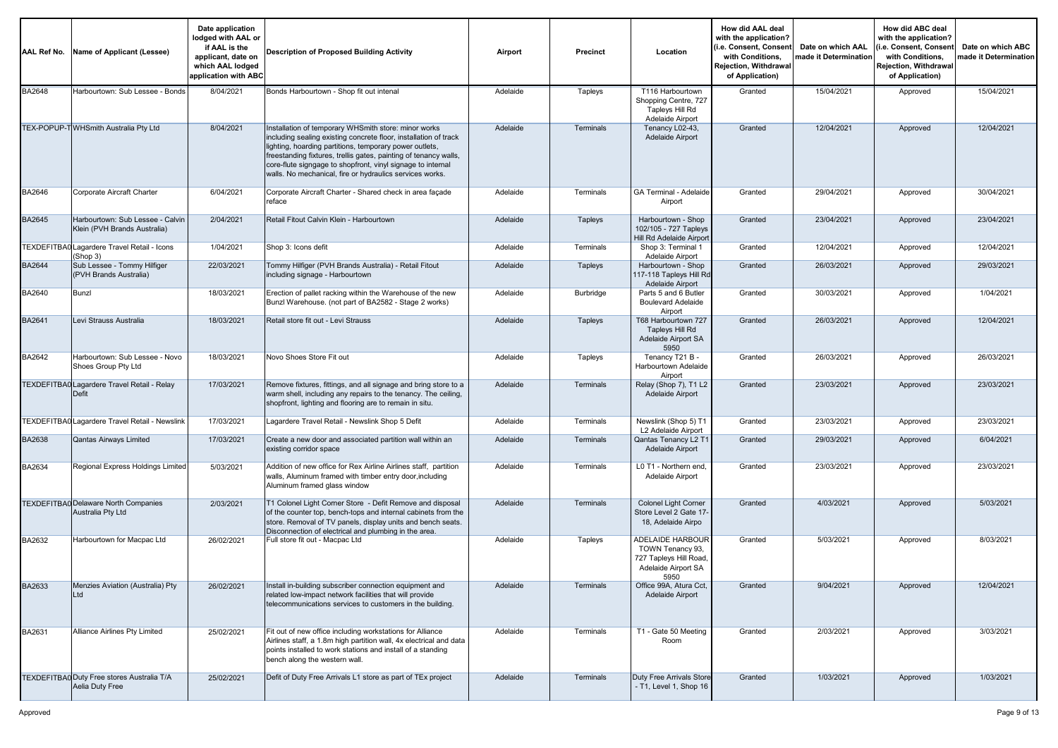| AAL Ref No. | Name of Applicant (Lessee) | Date application lodged with AAL or if AAL is the applicant, date on which AAL lodged application with ABC | Description of Proposed Building Activity | Airport | Precinct | Location | How did AAL deal with the application? (i.e. Consent, Consent with Conditions, Rejection, Withdrawal of Application) | Date on which AAL made it Determination | How did ABC deal with the application? (i.e. Consent, Consent with Conditions, Rejection, Withdrawal of Application) | Date on which ABC made it Determination |
|---|---|---|---|---|---|---|---|---|---|---|
| BA2648 | Harbourtown: Sub Lessee - Bonds | 8/04/2021 | Bonds Harbourtown - Shop fit out intenal | Adelaide | Tapleys | T116 Harbourtown Shopping Centre, 727 Tapleys Hill Rd Adelaide Airport | Granted | 15/04/2021 | Approved | 15/04/2021 |
| TEX-POPUP-T | WHSmith Australia Pty Ltd | 8/04/2021 | Installation of temporary WHSmith store: minor works including sealing existing concrete floor, installation of track lighting, hoarding partitions, temporary power outlets, freestanding fixtures, trellis gates, painting of tenancy walls, core-flute signgage to shopfront, vinyl signage to internal walls. No mechanical, fire or hydraulics services works. | Adelaide | Terminals | Tenancy L02-43, Adelaide Airport | Granted | 12/04/2021 | Approved | 12/04/2021 |
| BA2646 | Corporate Aircraft Charter | 6/04/2021 | Corporate Aircraft Charter - Shared check in area façade reface | Adelaide | Terminals | GA Terminal - Adelaide Airport | Granted | 29/04/2021 | Approved | 30/04/2021 |
| BA2645 | Harbourtown: Sub Lessee - Calvin Klein (PVH Brands Australia) | 2/04/2021 | Retail Fitout Calvin Klein - Harbourtown | Adelaide | Tapleys | Harbourtown - Shop 102/105 - 727 Tapleys Hill Rd Adelaide Airport | Granted | 23/04/2021 | Approved | 23/04/2021 |
| TEXDEFITBA0 | Lagardere Travel Retail - Icons (Shop 3) | 1/04/2021 | Shop 3: Icons defit | Adelaide | Terminals | Shop 3: Terminal 1 Adelaide Airport | Granted | 12/04/2021 | Approved | 12/04/2021 |
| BA2644 | Sub Lessee - Tommy Hilfiger (PVH Brands Australia) | 22/03/2021 | Tommy Hilfiger (PVH Brands Australia) - Retail Fitout including signage - Harbourtown | Adelaide | Tapleys | Harbourtown - Shop 117-118 Tapleys Hill Rd Adelaide Airport | Granted | 26/03/2021 | Approved | 29/03/2021 |
| BA2640 | Bunzl | 18/03/2021 | Erection of pallet racking within the Warehouse of the new Bunzl Warehouse. (not part of BA2582 - Stage 2 works) | Adelaide | Burbridge | Parts 5 and 6 Butler Boulevard Adelaide Airport | Granted | 30/03/2021 | Approved | 1/04/2021 |
| BA2641 | Levi Strauss Australia | 18/03/2021 | Retail store fit out - Levi Strauss | Adelaide | Tapleys | T68 Harbourtown 727 Tapleys Hill Rd Adelaide Airport SA 5950 | Granted | 26/03/2021 | Approved | 12/04/2021 |
| BA2642 | Harbourtown: Sub Lessee - Novo Shoes Group Pty Ltd | 18/03/2021 | Novo Shoes Store Fit out | Adelaide | Tapleys | Tenancy T21 B - Harbourtown Adelaide Airport | Granted | 26/03/2021 | Approved | 26/03/2021 |
| TEXDEFITBA0 | Lagardere Travel Retail - Relay Defit | 17/03/2021 | Remove fixtures, fittings, and all signage and bring store to a warm shell, including any repairs to the tenancy. The ceiling, shopfront, lighting and flooring are to remain in situ. | Adelaide | Terminals | Relay (Shop 7), T1 L2 Adelaide Airport | Granted | 23/03/2021 | Approved | 23/03/2021 |
| TEXDEFITBA0 | Lagardere Travel Retail - Newslink | 17/03/2021 | Lagardere Travel Retail - Newslink Shop 5 Defit | Adelaide | Terminals | Newslink (Shop 5) T1 L2 Adelaide Airport | Granted | 23/03/2021 | Approved | 23/03/2021 |
| BA2638 | Qantas Airways Limited | 17/03/2021 | Create a new door and associated partition wall within an existing corridor space | Adelaide | Terminals | Qantas Tenancy L2 T1 Adelaide Airport | Granted | 29/03/2021 | Approved | 6/04/2021 |
| BA2634 | Regional Express Holdings Limited | 5/03/2021 | Addition of new office for Rex Airline Airlines staff, partition walls, Aluminum framed with timber entry door,including Aluminum framed glass window | Adelaide | Terminals | L0 T1 - Northern end, Adelaide Airport | Granted | 23/03/2021 | Approved | 23/03/2021 |
| TEXDEFITBA0 | Delaware North Companies Australia Pty Ltd | 2/03/2021 | T1 Colonel Light Corner Store - Defit Remove and disposal of the counter top, bench-tops and internal cabinets from the store. Removal of TV panels, display units and bench seats. Disconnection of electrical and plumbing in the area. | Adelaide | Terminals | Colonel Light Corner Store Level 2 Gate 17-18, Adelaide Airpo | Granted | 4/03/2021 | Approved | 5/03/2021 |
| BA2632 | Harbourtown for Macpac Ltd | 26/02/2021 | Full store fit out - Macpac Ltd | Adelaide | Tapleys | ADELAIDE HARBOUR TOWN Tenancy 93, 727 Tapleys Hill Road, Adelaide Airport SA 5950 | Granted | 5/03/2021 | Approved | 8/03/2021 |
| BA2633 | Menzies Aviation (Australia) Pty Ltd | 26/02/2021 | Install in-building subscriber connection equipment and related low-impact network facilities that will provide telecommunications services to customers in the building. | Adelaide | Terminals | Office 99A, Atura Cct, Adelaide Airport | Granted | 9/04/2021 | Approved | 12/04/2021 |
| BA2631 | Alliance Airlines Pty Limited | 25/02/2021 | Fit out of new office including workstations for Alliance Airlines staff, a 1.8m high partition wall, 4x electrical and data points installed to work stations and install of a standing bench along the western wall. | Adelaide | Terminals | T1 - Gate 50 Meeting Room | Granted | 2/03/2021 | Approved | 3/03/2021 |
| TEXDEFITBA0 | Duty Free stores Australia T/A Aelia Duty Free | 25/02/2021 | Defit of Duty Free Arrivals L1 store as part of TEx project | Adelaide | Terminals | Duty Free Arrivals Store - T1, Level 1, Shop 16 | Granted | 1/03/2021 | Approved | 1/03/2021 |

Approved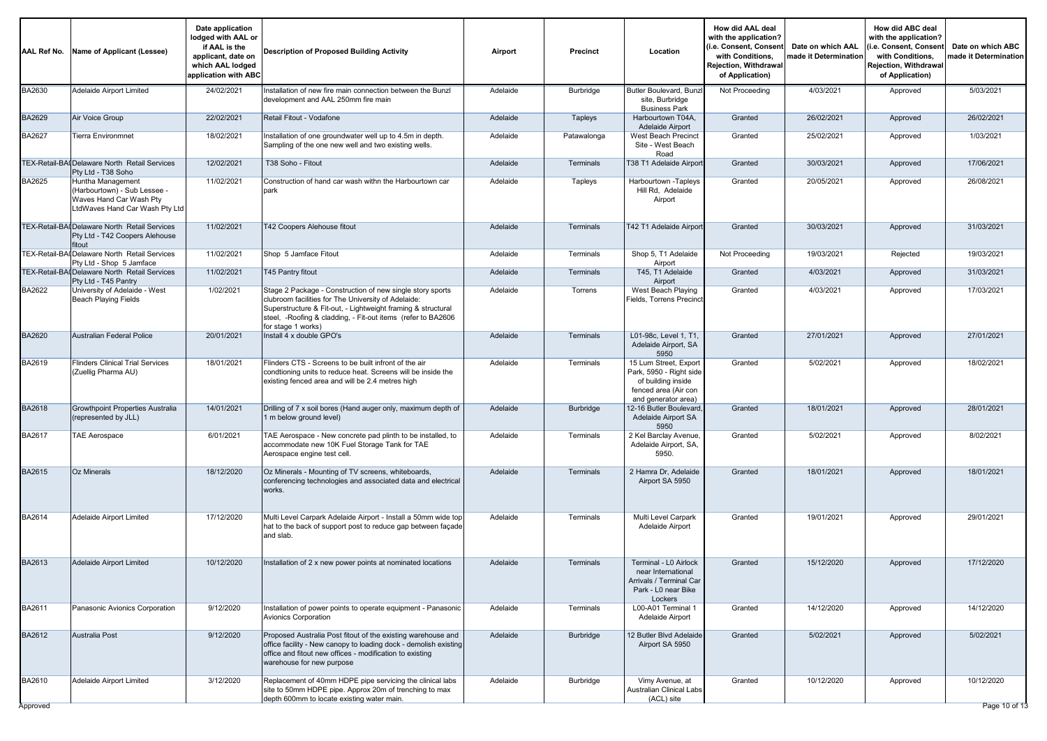| AAL Ref No. | Name of Applicant (Lessee) | Date application lodged with AAL or if AAL is the applicant, date on which AAL lodged application with ABC | Description of Proposed Building Activity | Airport | Precinct | Location | How did AAL deal with the application? (i.e. Consent, Consent with Conditions, Rejection, Withdrawal of Application) | Date on which AAL made it Determination | How did ABC deal with the application? (i.e. Consent, Consent with Conditions, Rejection, Withdrawal of Application) | Date on which ABC made it Determination |
|---|---|---|---|---|---|---|---|---|---|---|
| BA2630 | Adelaide Airport Limited | 24/02/2021 | Installation of new fire main connection between the Bunzl development and AAL 250mm fire main | Adelaide | Burbridge | Butler Boulevard, Bunzl site, Burbridge Business Park | Not Proceeding | 4/03/2021 | Approved | 5/03/2021 |
| BA2629 | Air Voice Group | 22/02/2021 | Retail Fitout - Vodafone | Adelaide | Tapleys | Harbourtown T04A, Adelaide Airport | Granted | 26/02/2021 | Approved | 26/02/2021 |
| BA2627 | Tierra Environmnet | 18/02/2021 | Installation of one groundwater well up to 4.5m in depth. Sampling of the one new well and two existing wells. | Adelaide | Patawalonga | West Beach Precinct Site - West Beach Road | Granted | 25/02/2021 | Approved | 1/03/2021 |
| TEX-Retail-BA( | Delaware North Retail Services Pty Ltd - T38 Soho | 12/02/2021 | T38 Soho - Fitout | Adelaide | Terminals | T38 T1 Adelaide Airport | Granted | 30/03/2021 | Approved | 17/06/2021 |
| BA2625 | Huntha Management (Harbourtown) - Sub Lessee - Waves Hand Car Wash Pty LtdWaves Hand Car Wash Pty Ltd | 11/02/2021 | Construction of hand car wash withn the Harbourtown car park | Adelaide | Tapleys | Harbourtown -Tapleys Hill Rd, Adelaide Airport | Granted | 20/05/2021 | Approved | 26/08/2021 |
| TEX-Retail-BA( | Delaware North Retail Services Pty Ltd - T42 Coopers Alehouse fitout | 11/02/2021 | T42 Coopers Alehouse fitout | Adelaide | Terminals | T42 T1 Adelaide Airport | Granted | 30/03/2021 | Approved | 31/03/2021 |
| TEX-Retail-BA( | Delaware North Retail Services Pty Ltd - Shop 5 Jamface | 11/02/2021 | Shop 5 Jamface Fitout | Adelaide | Terminals | Shop 5, T1 Adelaide Airport | Not Proceeding | 19/03/2021 | Rejected | 19/03/2021 |
| TEX-Retail-BA( | Delaware North Retail Services Pty Ltd - T45 Pantry | 11/02/2021 | T45 Pantry fitout | Adelaide | Terminals | T45, T1 Adelaide Airport | Granted | 4/03/2021 | Approved | 31/03/2021 |
| BA2622 | University of Adelaide - West Beach Playing Fields | 1/02/2021 | Stage 2 Package - Construction of new single story sports clubroom facilities for The University of Adelaide: Superstructure & Fit-out, - Lightweight framing & structural steel, -Roofing & cladding, - Fit-out items (refer to BA2606 for stage 1 works) | Adelaide | Torrens | West Beach Playing Fields, Torrens Precinct | Granted | 4/03/2021 | Approved | 17/03/2021 |
| BA2620 | Australian Federal Police | 20/01/2021 | Install 4 x double GPO's | Adelaide | Terminals | L01-98c, Level 1, T1, Adelaide Airport, SA 5950 | Granted | 27/01/2021 | Approved | 27/01/2021 |
| BA2619 | Flinders Clinical Trial Services (Zuellig Pharma AU) | 18/01/2021 | Flinders CTS - Screens to be built infront of the air condtioning units to reduce heat. Screens will be inside the existing fenced area and will be 2.4 metres high | Adelaide | Terminals | 15 Lum Street, Export Park, 5950 - Right side of building inside fenced area (Air con and generator area) | Granted | 5/02/2021 | Approved | 18/02/2021 |
| BA2618 | Growthpoint Properties Australia (represented by JLL) | 14/01/2021 | Drilling of 7 x soil bores (Hand auger only, maximum depth of 1 m below ground level) | Adelaide | Burbridge | 12-16 Butler Boulevard, Adelaide Airport SA 5950 | Granted | 18/01/2021 | Approved | 28/01/2021 |
| BA2617 | TAE Aerospace | 6/01/2021 | TAE Aerospace - New concrete pad plinth to be installed, to accommodate new 10K Fuel Storage Tank for TAE Aerospace engine test cell. | Adelaide | Terminals | 2 Kel Barclay Avenue, Adelaide Airport, SA, 5950. | Granted | 5/02/2021 | Approved | 8/02/2021 |
| BA2615 | Oz Minerals | 18/12/2020 | Oz Minerals - Mounting of TV screens, whiteboards, conferencing technologies and associated data and electrical works. | Adelaide | Terminals | 2 Hamra Dr, Adelaide Airport SA 5950 | Granted | 18/01/2021 | Approved | 18/01/2021 |
| BA2614 | Adelaide Airport Limited | 17/12/2020 | Multi Level Carpark Adelaide Airport - Install a 50mm wide top hat to the back of support post to reduce gap between façade and slab. | Adelaide | Terminals | Multi Level Carpark Adelaide Airport | Granted | 19/01/2021 | Approved | 29/01/2021 |
| BA2613 | Adelaide Airport Limited | 10/12/2020 | Installation of 2 x new power points at nominated locations | Adelaide | Terminals | Terminal - L0 Airlock near International Arrivals / Terminal Car Park - L0 near Bike Lockers | Granted | 15/12/2020 | Approved | 17/12/2020 |
| BA2611 | Panasonic Avionics Corporation | 9/12/2020 | Installation of power points to operate equipment - Panasonic Avionics Corporation | Adelaide | Terminals | L00-A01 Terminal 1 Adelaide Airport | Granted | 14/12/2020 | Approved | 14/12/2020 |
| BA2612 | Australia Post | 9/12/2020 | Proposed Australia Post fitout of the existing warehouse and office facility - New canopy to loading dock - demolish existing office and fitout new offices - modification to existing warehouse for new purpose | Adelaide | Burbridge | 12 Butler Blvd Adelaide Airport SA 5950 | Granted | 5/02/2021 | Approved | 5/02/2021 |
| BA2610 | Adelaide Airport Limited | 3/12/2020 | Replacement of 40mm HDPE pipe servicing the clinical labs site to 50mm HDPE pipe. Approx 20m of trenching to max depth 600mm to locate existing water main. | Adelaide | Burbridge | Vimy Avenue, at Australian Clinical Labs (ACL) site | Granted | 10/12/2020 | Approved | 10/12/2020 |

Approved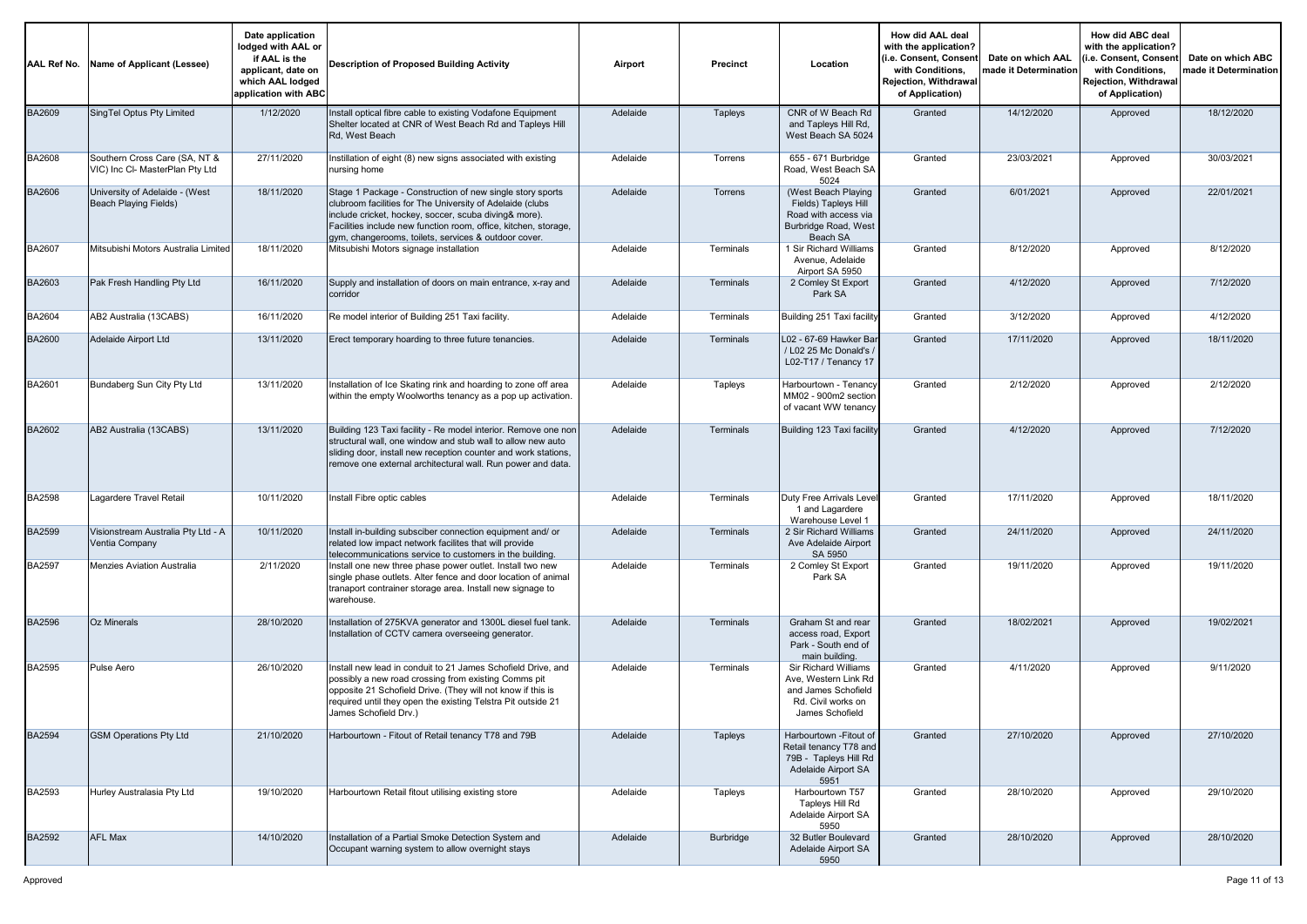| AAL Ref No. | Name of Applicant (Lessee) | Date application lodged with AAL or if AAL is the applicant, date on which AAL lodged application with ABC | Description of Proposed Building Activity | Airport | Precinct | Location | How did AAL deal with the application? (i.e. Consent, Consent with Conditions, Rejection, Withdrawal of Application) | Date on which AAL made it Determination | How did ABC deal with the application? (i.e. Consent, Consent with Conditions, Rejection, Withdrawal of Application) | Date on which ABC made it Determination |
|---|---|---|---|---|---|---|---|---|---|---|
| BA2609 | SingTel Optus Pty Limited | 1/12/2020 | Install optical fibre cable to existing Vodafone Equipment Shelter located at CNR of West Beach Rd and Tapleys Hill Rd, West Beach | Adelaide | Tapleys | CNR of W Beach Rd and Tapleys Hill Rd, West Beach SA 5024 | Granted | 14/12/2020 | Approved | 18/12/2020 |
| BA2608 | Southern Cross Care (SA, NT & VIC) Inc Cl- MasterPlan Pty Ltd | 27/11/2020 | Instillation of eight (8) new signs associated with existing nursing home | Adelaide | Torrens | 655 - 671 Burbridge Road, West Beach SA 5024 | Granted | 23/03/2021 | Approved | 30/03/2021 |
| BA2606 | University of Adelaide - (West Beach Playing Fields) | 18/11/2020 | Stage 1 Package - Construction of new single story sports clubroom facilities for The University of Adelaide (clubs include cricket, hockey, soccer, scuba diving& more). Facilities include new function room, office, kitchen, storage, gym, changerooms, toilets, services & outdoor cover. | Adelaide | Torrens | (West Beach Playing Fields) Tapleys Hill Road with access via Burbridge Road, West Beach SA | Granted | 6/01/2021 | Approved | 22/01/2021 |
| BA2607 | Mitsubishi Motors Australia Limited | 18/11/2020 | Mitsubishi Motors signage installation | Adelaide | Terminals | 1 Sir Richard Williams Avenue, Adelaide Airport SA 5950 | Granted | 8/12/2020 | Approved | 8/12/2020 |
| BA2603 | Pak Fresh Handling Pty Ltd | 16/11/2020 | Supply and installation of doors on main entrance, x-ray and corridor | Adelaide | Terminals | 2 Comley St Export Park SA | Granted | 4/12/2020 | Approved | 7/12/2020 |
| BA2604 | AB2 Australia (13CABS) | 16/11/2020 | Re model interior of Building 251 Taxi facility. | Adelaide | Terminals | Building 251 Taxi facility | Granted | 3/12/2020 | Approved | 4/12/2020 |
| BA2600 | Adelaide Airport Ltd | 13/11/2020 | Erect temporary hoarding to three future tenancies. | Adelaide | Terminals | L02 - 67-69 Hawker Bar / L02 25 Mc Donald's / L02-T17 / Tenancy 17 | Granted | 17/11/2020 | Approved | 18/11/2020 |
| BA2601 | Bundaberg Sun City Pty Ltd | 13/11/2020 | Installation of Ice Skating rink and hoarding to zone off area within the empty Woolworths tenancy as a pop up activation. | Adelaide | Tapleys | Harbourtown - Tenancy MM02 - 900m2 section of vacant WW tenancy | Granted | 2/12/2020 | Approved | 2/12/2020 |
| BA2602 | AB2 Australia (13CABS) | 13/11/2020 | Building 123 Taxi facility - Re model interior. Remove one non structural wall, one window and stub wall to allow new auto sliding door, install new reception counter and work stations, remove one external architectural wall. Run power and data. | Adelaide | Terminals | Building 123 Taxi facility | Granted | 4/12/2020 | Approved | 7/12/2020 |
| BA2598 | Lagardere Travel Retail | 10/11/2020 | Install Fibre optic cables | Adelaide | Terminals | Duty Free Arrivals Level 1 and Lagardere Warehouse Level 1 | Granted | 17/11/2020 | Approved | 18/11/2020 |
| BA2599 | Visionstream Australia Pty Ltd - A Ventia Company | 10/11/2020 | Install in-building subsciber connection equipment and/ or related low impact network facilites that will provide telecommunications service to customers in the building. | Adelaide | Terminals | 2 Sir Richard Williams Ave Adelaide Airport SA 5950 | Granted | 24/11/2020 | Approved | 24/11/2020 |
| BA2597 | Menzies Aviation Australia | 2/11/2020 | Install one new three phase power outlet. Install two new single phase outlets. Alter fence and door location of animal tranaport contrainer storage area. Install new signage to warehouse. | Adelaide | Terminals | 2 Comley St Export Park SA | Granted | 19/11/2020 | Approved | 19/11/2020 |
| BA2596 | Oz Minerals | 28/10/2020 | Installation of 275KVA generator and 1300L diesel fuel tank. Installation of CCTV camera overseeing generator. | Adelaide | Terminals | Graham St and rear access road, Export Park - South end of main building. | Granted | 18/02/2021 | Approved | 19/02/2021 |
| BA2595 | Pulse Aero | 26/10/2020 | Install new lead in conduit to 21 James Schofield Drive, and possibly a new road crossing from existing Comms pit opposite 21 Schofield Drive. (They will not know if this is required until they open the existing Telstra Pit outside 21 James Schofield Drv.) | Adelaide | Terminals | Sir Richard Williams Ave, Western Link Rd and James Schofield Rd. Civil works on James Schofield | Granted | 4/11/2020 | Approved | 9/11/2020 |
| BA2594 | GSM Operations Pty Ltd | 21/10/2020 | Harbourtown - Fitout of Retail tenancy T78 and 79B | Adelaide | Tapleys | Harbourtown -Fitout of Retail tenancy T78 and 79B - Tapleys Hill Rd Adelaide Airport SA 5951 | Granted | 27/10/2020 | Approved | 27/10/2020 |
| BA2593 | Hurley Australasia Pty Ltd | 19/10/2020 | Harbourtown Retail fitout utilising existing store | Adelaide | Tapleys | Harbourtown T57 Tapleys Hill Rd Adelaide Airport SA 5950 | Granted | 28/10/2020 | Approved | 29/10/2020 |
| BA2592 | AFL Max | 14/10/2020 | Installation of a Partial Smoke Detection System and Occupant warning system to allow overnight stays | Adelaide | Burbridge | 32 Butler Boulevard Adelaide Airport SA 5950 | Granted | 28/10/2020 | Approved | 28/10/2020 |

Approved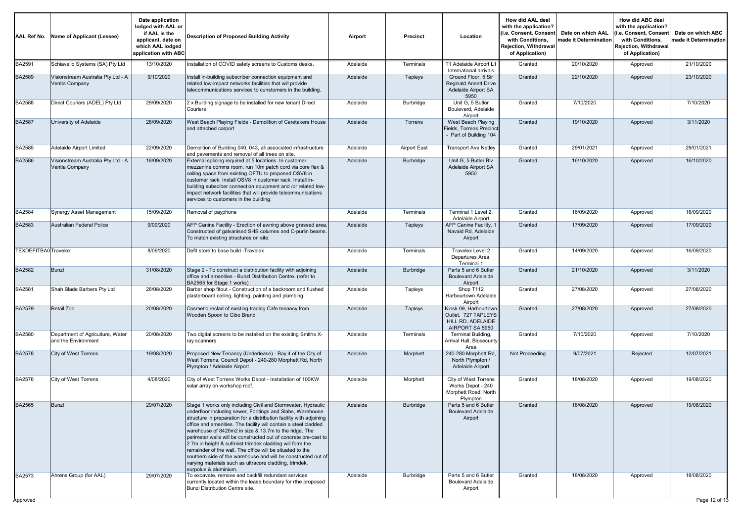| AAL Ref No. | Name of Applicant (Lessee) | Date application lodged with AAL or if AAL is the applicant, date on which AAL lodged application with ABC | Description of Proposed Building Activity | Airport | Precinct | Location | How did AAL deal with the application? (i.e. Consent, Consent with Conditions, Rejection, Withdrawal of Application) | Date on which AAL made it Determination | How did ABC deal with the application? (i.e. Consent, Consent with Conditions, Rejection, Withdrawal of Application) | Date on which ABC made it Determination |
|---|---|---|---|---|---|---|---|---|---|---|
| BA2591 | Schiavello Systems (SA) Pty Ltd | 13/10/2020 | Installation of COVID safety screens to Customs desks. | Adelaide | Terminals | T1 Adelaide Airport L1 International arrivals | Granted | 20/10/2020 | Approved | 21/10/2020 |
| BA2589 | Visionstream Australia Pty Ltd - A Ventia Company | 9/10/2020 | Install in-building subscriber connection equipment and related low-impact networks facilities that will provide telecommunications services to cunstomers in the building. | Adelaide | Tapleys | Ground Floor, 5 Sir Reginald Ansett Drive Adelaide Airport SA 5950 | Granted | 22/10/2020 | Approved | 23/10/2020 |
| BA2588 | Direct Couriers (ADEL) Pty Ltd | 29/09/2020 | 2 x Building signage to be installed for new tenant Direct Couriers | Adelaide | Burbridge | Unit G, 5 Butler Boulevard, Adelaide Airport | Granted | 7/10/2020 | Approved | 7/10/2020 |
| BA2587 | University of Adelaide | 28/09/2020 | West Beach Playing Fields - Demolition of Caretakers House and attached carport | Adelaide | Torrens | West Beach Playing Fields, Torrens Precinct - Part of Building 104 | Granted | 19/10/2020 | Approved | 3/11/2020 |
| BA2585 | Adelaide Airport Limited | 22/09/2020 | Demolition of Building 040, 043, all associated infrastructure and pavements and removal of all trees on site. | Adelaide | Airport East | Transport Ave Netley | Granted | 29/01/2021 | Approved | 29/01/2021 |
| BA2586 | Visionstream Australia Pty Ltd - A Ventia Company | 18/09/2020 | External splicing required at 5 locations. In customer mezzanine comms room, run 10m patch cord via core flex & ceiling space from existing OFTU to proposed OSV8 in customer rack. Install OSV8 in customer rack. Install in-building subsciber connection equipment and /or related low-impact network facilities that will provide teleommunications services to customers in the building. | Adelaide | Burbridge | Unit G, 5 Butler Blv Adelaide Airport SA 5950 | Granted | 16/10/2020 | Approved | 16/10/2020 |
| BA2584 | Synergy Asset Management | 15/09/2020 | Removal of payphone | Adelaide | Terminals | Terminal 1 Level 2, Adelaide Airport | Granted | 16/09/2020 | Approved | 16/09/2020 |
| BA2583 | Australian Federal Police | 9/09/2020 | AFP Canine Facility - Erection of awning above grassed area. Constructed of galvanised SHS columns and C-purlin beams. To match existing structures on site. | Adelaide | Tapleys | AFP Canine Facility, 1 Navaid Rd, Adelaide Airport | Granted | 17/09/2020 | Approved | 17/09/2020 |
| TEXDEFITBA0 | Travelex | 8/09/2020 | Defit store to base build -Travelex | Adelaide | Terminals | Travelex Level 2 Departures Area, Terminal 1 | Granted | 14/09/2020 | Approved | 16/09/2020 |
| BA2582 | Bunzl | 31/08/2020 | Stage 2 - To construct a distribution facility with adjoining office and amenities - Bunzl Distribution Centre. (refer to BA2565 for Stage 1 works) | Adelaide | Burbridge | Parts 5 and 6 Butler Boulevard Adelaide Airport | Granted | 21/10/2020 | Approved | 3/11/2020 |
| BA2581 | Shah Blade Barbers Pty Ltd | 26/08/2020 | Barber shop fitout - Construction of a backroom and flushed plasterboard ceiling, lighting, painting and plumbing | Adelaide | Tapleys | Shop T112 Harbourtown Adelaide Airport | Granted | 27/08/2020 | Approved | 27/08/2020 |
| BA2579 | Retail Zoo | 20/08/2020 | Cosmetic reclad of existing trading Cafe tenancy from Wooden Spoon to Cibo Brand | Adelaide | Tapleys | Kiosk 09, Harbourtown Outlet, 727 TAPLEYS HILL RD, ADELAIDE AIRPORT SA 5950 | Granted | 27/08/2020 | Approved | 27/08/2020 |
| BA2580 | Department of Agriculture, Water and the Environment | 20/08/2020 | Two digital screens to be installed on the existing Smiths X-ray scanners. | Adelaide | Terminals | Terminal Building, Arrival Hall, Biosecurity Area | Granted | 7/10/2020 | Approved | 7/10/2020 |
| BA2578 | City of West Torrens | 19/08/2020 | Proposed New Tenancy (Underlease) - Bay 4 of the City of West Torrens, Council Depot - 240-280 Morphett Rd, North Plympton / Adelaide Airport | Adelaide | Morphett | 240-280 Morphett Rd, North Plympton / Adelaide Airport | Not Proceeding | 9/07/2021 | Rejected | 12/07/2021 |
| BA2576 | City of West Torrens | 4/08/2020 | City of West Torrens Works Depot - Installation of 100KW solar array on workshop roof. | Adelaide | Morphett | City of West Torrens Works Depot - 240 Morphett Road, North Plympton | Granted | 18/08/2020 | Approved | 19/08/2020 |
| BA2565 | Bunzl | 29/07/2020 | Stage 1 works only including Civil and Stormwater, Hydraulic underfloor including sewer, Footings and Slabs, Warehouse structure in preparation for a distribution facility with adjoining office and amenities. The facility will contain a steel cladded warehouse of 8420m2 in size & 13.7m to the ridge. The perimeter walls will be constructed out of concrete pre-cast to 2.7m in height & sufrmist trimdek cladding will form the remainder of the wall. The office will be situated to the southern side of the warehouse and will be constructed out of varying materials such as ultracore cladding, trimdek, eurpolus & aluminium. | Adelaide | Burbridge | Parts 5 and 6 Butler Boulevard Adelaide Airport | Granted | 18/08/2020 | Approved | 19/08/2020 |
| BA2573 | Ahrens Group (for AAL) | 29/07/2020 | To excavate, remove and backfill redundant services currently located within the lease boundary for rthe proposed Bunzl Distribution Centre site. | Adelaide | Burbridge | Parts 5 and 6 Butler Boulevard Adelaide Airport | Granted | 18/08/2020 | Approved | 18/08/2020 |

Approved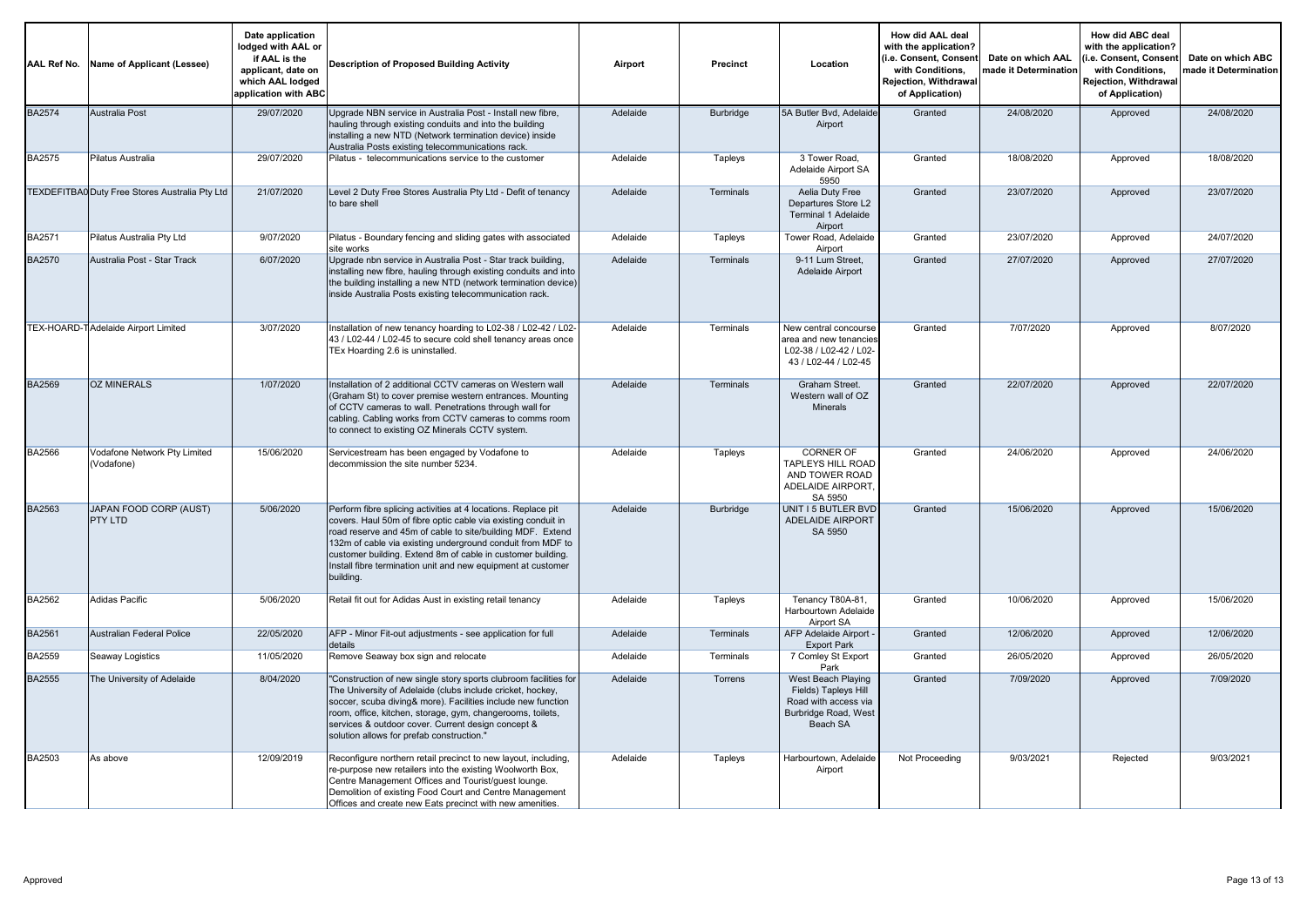| AAL Ref No. | Name of Applicant (Lessee) | Date application lodged with AAL or if AAL is the applicant, date on which AAL lodged application with ABC | Description of Proposed Building Activity | Airport | Precinct | Location | How did AAL deal with the application? (i.e. Consent, Consent with Conditions, Rejection, Withdrawal of Application) | Date on which AAL made it Determination | How did ABC deal with the application? (i.e. Consent, Consent with Conditions, Rejection, Withdrawal of Application) | Date on which ABC made it Determination |
|---|---|---|---|---|---|---|---|---|---|---|
| BA2574 | Australia Post | 29/07/2020 | Upgrade NBN service in Australia Post - Install new fibre, hauling through existing conduits and into the building installing a new NTD (Network termination device) inside Australia Posts existing telecommunications rack. | Adelaide | Burbridge | 5A Butler Bvd, Adelaide Airport | Granted | 24/08/2020 | Approved | 24/08/2020 |
| BA2575 | Pilatus Australia | 29/07/2020 | Pilatus - telecommunications service to the customer | Adelaide | Tapleys | 3 Tower Road, Adelaide Airport SA 5950 | Granted | 18/08/2020 | Approved | 18/08/2020 |
| TEXDEFITBA0 | Duty Free Stores Australia Pty Ltd | 21/07/2020 | Level 2 Duty Free Stores Australia Pty Ltd - Defit of tenancy to bare shell | Adelaide | Terminals | Aelia Duty Free Departures Store L2 Terminal 1 Adelaide Airport | Granted | 23/07/2020 | Approved | 23/07/2020 |
| BA2571 | Pilatus Australia Pty Ltd | 9/07/2020 | Pilatus - Boundary fencing and sliding gates with associated site works | Adelaide | Tapleys | Tower Road, Adelaide Airport | Granted | 23/07/2020 | Approved | 24/07/2020 |
| BA2570 | Australia Post - Star Track | 6/07/2020 | Upgrade nbn service in Australia Post - Star track building, installing new fibre, hauling through existing conduits and into the building installing a new NTD (network termination device) inside Australia Posts existing telecommunication rack. | Adelaide | Terminals | 9-11 Lum Street, Adelaide Airport | Granted | 27/07/2020 | Approved | 27/07/2020 |
| TEX-HOARD-T | Adelaide Airport Limited | 3/07/2020 | Installation of new tenancy hoarding to L02-38 / L02-42 / L02-43 / L02-44 / L02-45 to secure cold shell tenancy areas once TEx Hoarding 2.6 is uninstalled. | Adelaide | Terminals | New central concourse area and new tenancies L02-38 / L02-42 / L02-43 / L02-44 / L02-45 | Granted | 7/07/2020 | Approved | 8/07/2020 |
| BA2569 | OZ MINERALS | 1/07/2020 | Installation of 2 additional CCTV cameras on Western wall (Graham St) to cover premise western entrances. Mounting of CCTV cameras to wall. Penetrations through wall for cabling. Cabling works from CCTV cameras to comms room to connect to existing OZ Minerals CCTV system. | Adelaide | Terminals | Graham Street. Western wall of OZ Minerals | Granted | 22/07/2020 | Approved | 22/07/2020 |
| BA2566 | Vodafone Network Pty Limited (Vodafone) | 15/06/2020 | Servicestream has been engaged by Vodafone to decommission the site number 5234. | Adelaide | Tapleys | CORNER OF TAPLEYS HILL ROAD AND TOWER ROAD ADELAIDE AIRPORT, SA 5950 | Granted | 24/06/2020 | Approved | 24/06/2020 |
| BA2563 | JAPAN FOOD CORP (AUST) PTY LTD | 5/06/2020 | Perform fibre splicing activities at 4 locations. Replace pit covers. Haul 50m of fibre optic cable via existing conduit in road reserve and 45m of cable to site/building MDF. Extend 132m of cable via existing underground conduit from MDF to customer building. Extend 8m of cable in customer building. Install fibre termination unit and new equipment at customer building. | Adelaide | Burbridge | UNIT I 5 BUTLER BVD ADELAIDE AIRPORT SA 5950 | Granted | 15/06/2020 | Approved | 15/06/2020 |
| BA2562 | Adidas Pacific | 5/06/2020 | Retail fit out for Adidas Aust in existing retail tenancy | Adelaide | Tapleys | Tenancy T80A-81, Harbourtown Adelaide Airport SA | Granted | 10/06/2020 | Approved | 15/06/2020 |
| BA2561 | Australian Federal Police | 22/05/2020 | AFP - Minor Fit-out adjustments - see application for full details | Adelaide | Terminals | AFP Adelaide Airport - Export Park | Granted | 12/06/2020 | Approved | 12/06/2020 |
| BA2559 | Seaway Logistics | 11/05/2020 | Remove Seaway box sign and relocate | Adelaide | Terminals | 7 Comley St Export Park | Granted | 26/05/2020 | Approved | 26/05/2020 |
| BA2555 | The University of Adelaide | 8/04/2020 | "Construction of new single story sports clubroom facilities for The University of Adelaide (clubs include cricket, hockey, soccer, scuba diving& more). Facilities include new function room, office, kitchen, storage, gym, changerooms, toilets, services & outdoor cover. Current design concept & solution allows for prefab construction." | Adelaide | Torrens | West Beach Playing Fields) Tapleys Hill Road with access via Burbridge Road, West Beach SA | Granted | 7/09/2020 | Approved | 7/09/2020 |
| BA2503 | As above | 12/09/2019 | Reconfigure northern retail precinct to new layout, including, re-purpose new retailers into the existing Woolworth Box, Centre Management Offices and Tourist/guest lounge. Demolition of existing Food Court and Centre Management Offices and create new Eats precinct with new amenities. | Adelaide | Tapleys | Harbourtown, Adelaide Airport | Not Proceeding | 9/03/2021 | Rejected | 9/03/2021 |